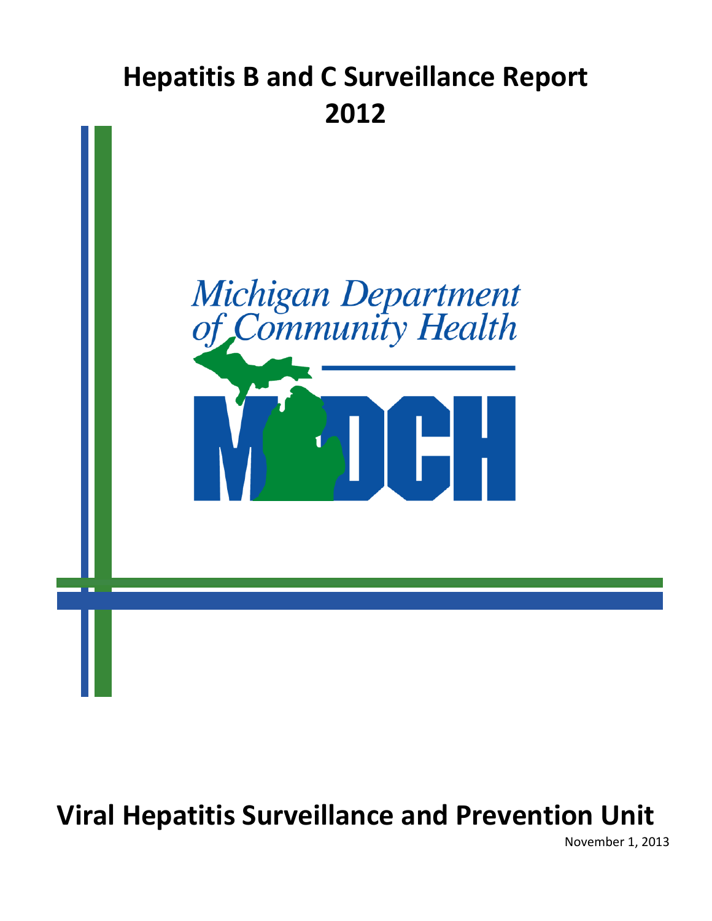# Hepatitis B and C Surveillance Report 2012

Michigan Department of Community Health

MDCH

## Viral Hepatitis Surveillance and Prevention Unit

November 1, 2013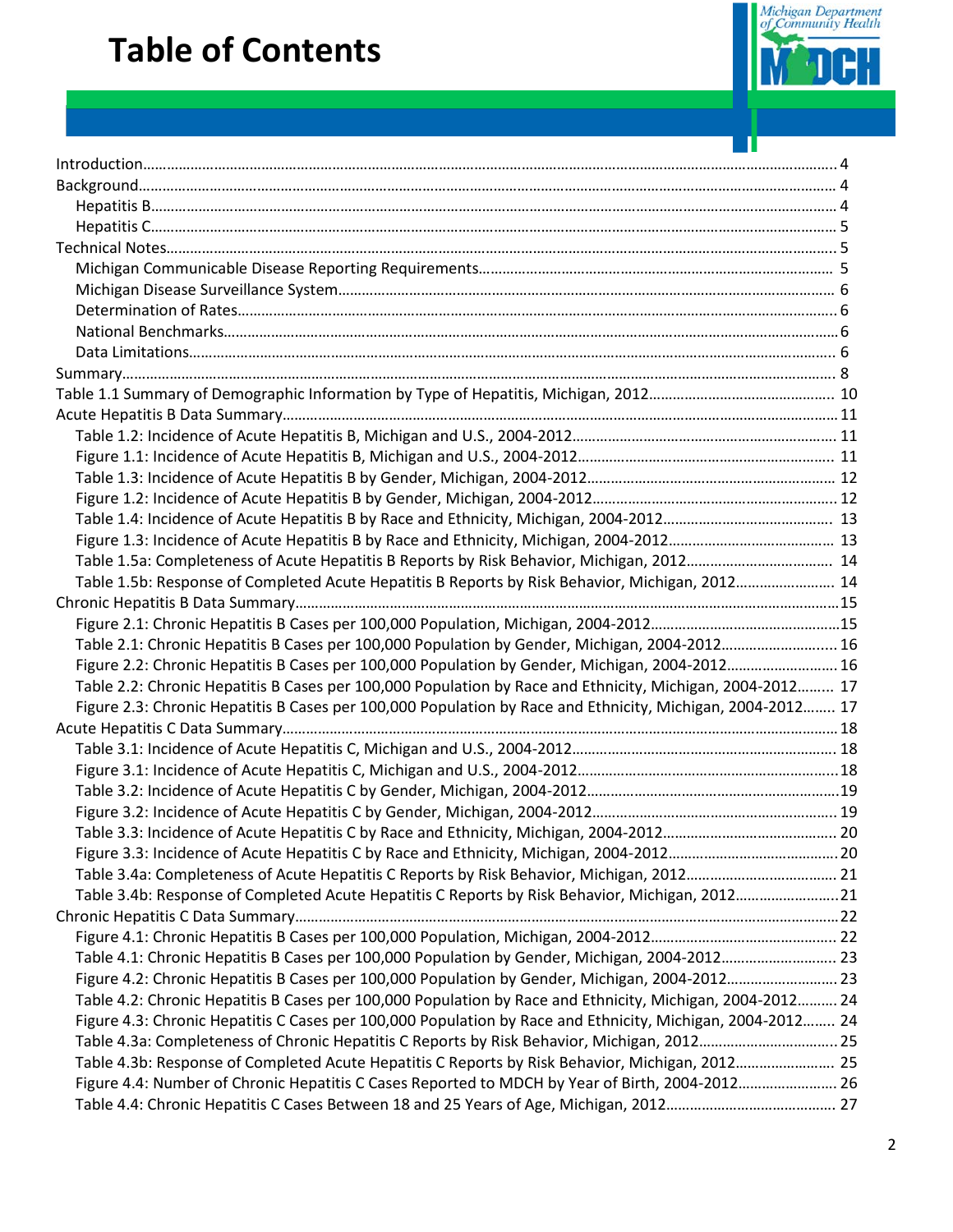# Table of Contents

Introduction……………………………………………………………………………………………………………………… 4
Background……………………………………………………………………………………………………………………… 4
- Hepatitis B……………………………………………………………………………………………………………………… 4
- Hepatitis C……………………………………………………………………………………………………………………… 5

Technical Notes………………………………………………………………………………………………………………… 5
- Michigan Communicable Disease Reporting Requirements……………………………………………………… 5
- Michigan Disease Surveillance System……………………………………………………………………………… 6
- Determination of Rates………………………………………………………………………………………………… 6
- National Benchmarks…………………………………………………………………………………………………… 6
- Data Limitations………………………………………………………………………………………………………… 6

Summary………………………………………………………………………………………………………………………… 8
Table 1.1 Summary of Demographic Information by Type of Hepatitis, Michigan, 2012………………………… 10
Acute Hepatitis B Data Summary……………………………………………………………………………………… 11
- Table 1.2: Incidence of Acute Hepatitis B, Michigan and U.S., 2004-2012……………………………………… 11
- Figure 1.1: Incidence of Acute Hepatitis B, Michigan and U.S., 2004-2012……………………………………… 11
- Table 1.3: Incidence of Acute Hepatitis B by Gender, Michigan, 2004-2012……………………………………… 12
- Figure 1.2: Incidence of Acute Hepatitis B by Gender, Michigan, 2004-2012…………………………………… 12
- Table 1.4: Incidence of Acute Hepatitis B by Race and Ethnicity, Michigan, 2004-2012……………………… 13
- Figure 1.3: Incidence of Acute Hepatitis B by Race and Ethnicity, Michigan, 2004-2012……………………… 13
- Table 1.5a: Completeness of Acute Hepatitis B Reports by Risk Behavior, Michigan, 2012…………………… 14
- Table 1.5b: Response of Completed Acute Hepatitis B Reports by Risk Behavior, Michigan, 2012…………… 14

Chronic Hepatitis B Data Summary……………………………………………………………………………………… 15
- Figure 2.1: Chronic Hepatitis B Cases per 100,000 Population, Michigan, 2004-2012…………………………… 15
- Table 2.1: Chronic Hepatitis B Cases per 100,000 Population by Gender, Michigan, 2004-2012……………… 16
- Figure 2.2: Chronic Hepatitis B Cases per 100,000 Population by Gender, Michigan, 2004-2012……………… 16
- Table 2.2: Chronic Hepatitis B Cases per 100,000 Population by Race and Ethnicity, Michigan, 2004-2012……… 17
- Figure 2.3: Chronic Hepatitis B Cases per 100,000 Population by Race and Ethnicity, Michigan, 2004-2012……… 17

Acute Hepatitis C Data Summary……………………………………………………………………………………… 18
- Table 3.1: Incidence of Acute Hepatitis C, Michigan and U.S., 2004-2012……………………………………… 18
- Figure 3.1: Incidence of Acute Hepatitis C, Michigan and U.S., 2004-2012……………………………………… 18
- Table 3.2: Incidence of Acute Hepatitis C by Gender, Michigan, 2004-2012……………………………………… 19
- Figure 3.2: Incidence of Acute Hepatitis C by Gender, Michigan, 2004-2012…………………………………… 19
- Table 3.3: Incidence of Acute Hepatitis C by Race and Ethnicity, Michigan, 2004-2012……………………… 20
- Figure 3.3: Incidence of Acute Hepatitis C by Race and Ethnicity, Michigan, 2004-2012……………………… 20
- Table 3.4a: Completeness of Acute Hepatitis C Reports by Risk Behavior, Michigan, 2012…………………… 21
- Table 3.4b: Response of Completed Acute Hepatitis C Reports by Risk Behavior, Michigan, 2012…………… 21

Chronic Hepatitis C Data Summary……………………………………………………………………………………… 22
- Figure 4.1: Chronic Hepatitis B Cases per 100,000 Population, Michigan, 2004-2012…………………………… 22
- Table 4.1: Chronic Hepatitis B Cases per 100,000 Population by Gender, Michigan, 2004-2012……………… 23
- Figure 4.2: Chronic Hepatitis B Cases per 100,000 Population by Gender, Michigan, 2004-2012……………… 23
- Table 4.2: Chronic Hepatitis B Cases per 100,000 Population by Race and Ethnicity, Michigan, 2004-2012……… 24
- Figure 4.3: Chronic Hepatitis C Cases per 100,000 Population by Race and Ethnicity, Michigan, 2004-2012……… 24
- Table 4.3a: Completeness of Chronic Hepatitis C Reports by Risk Behavior, Michigan, 2012…………………… 25
- Table 4.3b: Response of Completed Chronic Hepatitis C Reports by Risk Behavior, Michigan, 2012…………… 25
- Figure 4.4: Number of Chronic Hepatitis C Cases Reported to MDCH by Year of Birth, 2004-2012…………… 26
- Table 4.4: Chronic Hepatitis C Cases Between 18 and 25 Years of Age, Michigan, 2012……………………… 27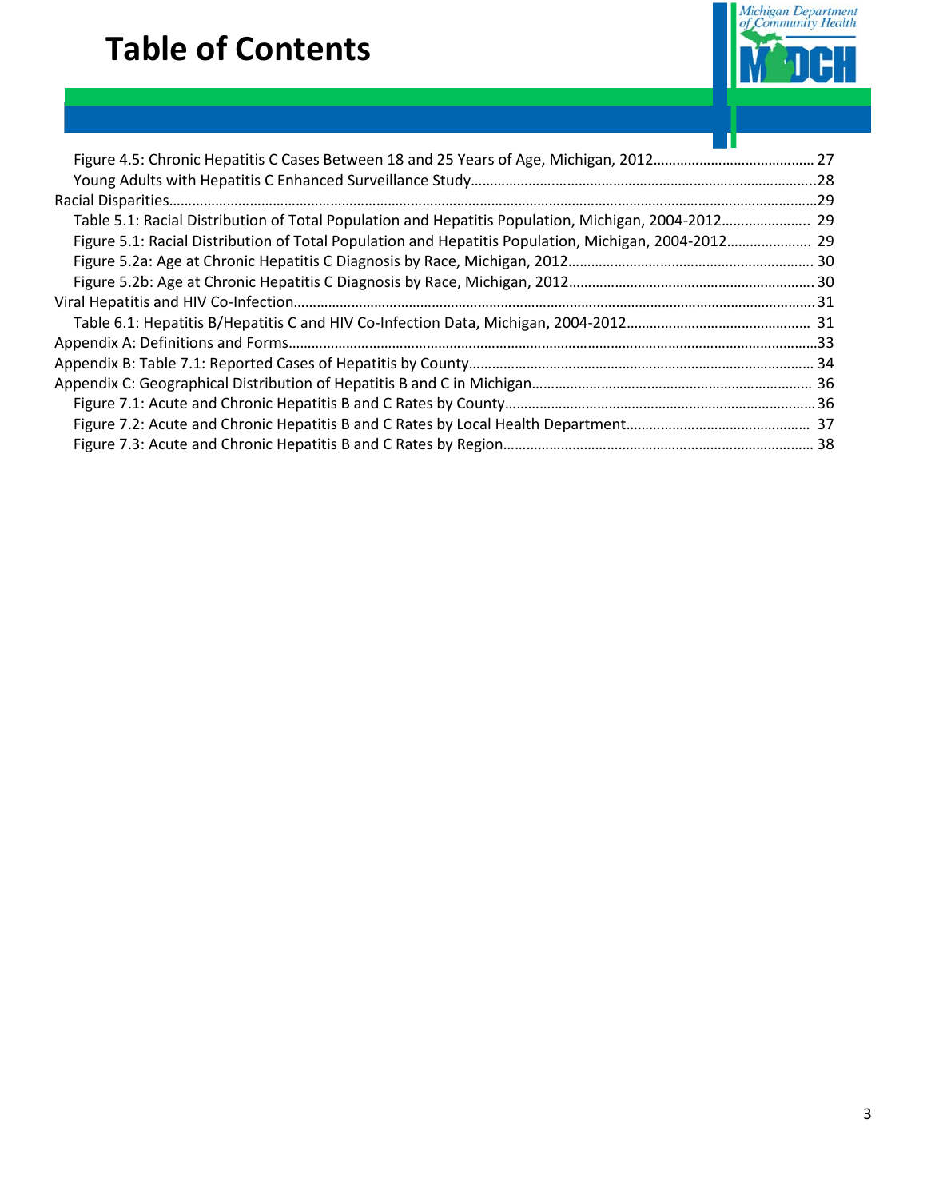# Table of Contents

- Figure 4.5: Chronic Hepatitis C Cases Between 18 and 25 Years of Age, Michigan, 2012 .......... 27
- Young Adults with Hepatitis C Enhanced Surveillance Study .......... 28

Racial Disparities .......... 29

- Table 5.1: Racial Distribution of Total Population and Hepatitis Population, Michigan, 2004-2012 .......... 29
- Figure 5.1: Racial Distribution of Total Population and Hepatitis Population, Michigan, 2004-2012 .......... 29
- Figure 5.2a: Age at Chronic Hepatitis C Diagnosis by Race, Michigan, 2012 .......... 30
- Figure 5.2b: Age at Chronic Hepatitis C Diagnosis by Race, Michigan, 2012 .......... 30

Viral Hepatitis and HIV Co-Infection .......... 31

- Table 6.1: Hepatitis B/Hepatitis C and HIV Co-Infection Data, Michigan, 2004-2012 .......... 31

Appendix A: Definitions and Forms .......... 33

Appendix B: Table 7.1: Reported Cases of Hepatitis by County .......... 34

Appendix C: Geographical Distribution of Hepatitis B and C in Michigan .......... 36

- Figure 7.1: Acute and Chronic Hepatitis B and C Rates by County .......... 36
- Figure 7.2: Acute and Chronic Hepatitis B and C Rates by Local Health Department .......... 37
- Figure 7.3: Acute and Chronic Hepatitis B and C Rates by Region .......... 38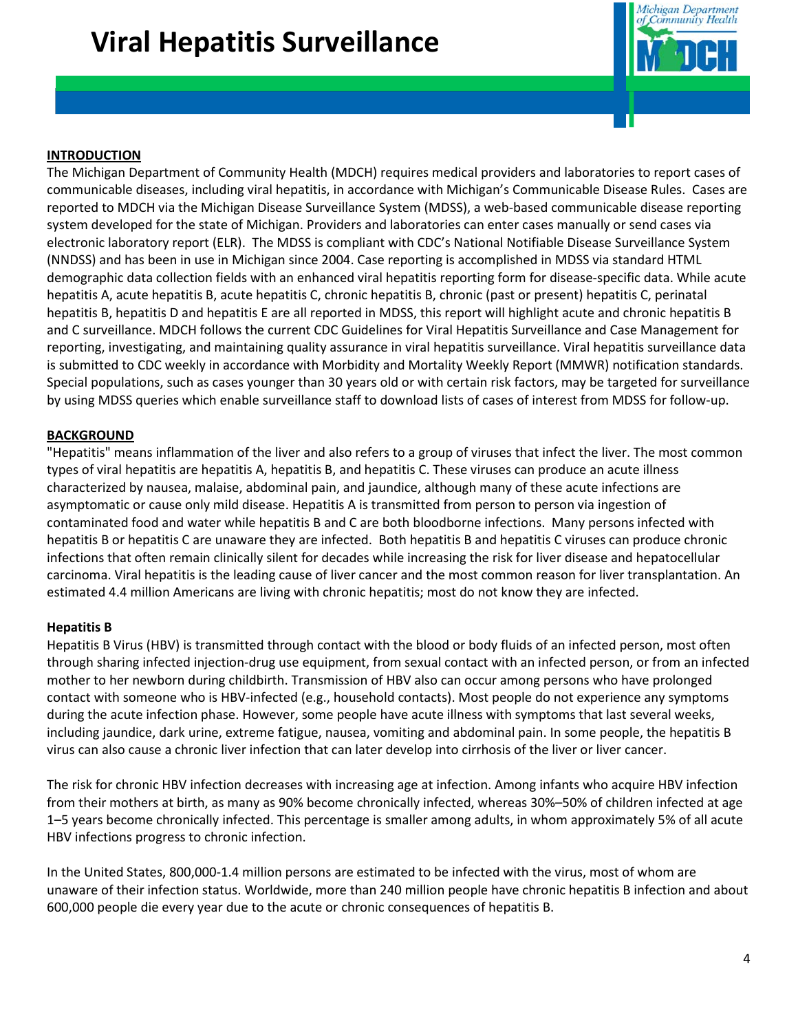# Viral Hepatitis Surveillance

## INTRODUCTION

The Michigan Department of Community Health (MDCH) requires medical providers and laboratories to report cases of communicable diseases, including viral hepatitis, in accordance with Michigan's Communicable Disease Rules. Cases are reported to MDCH via the Michigan Disease Surveillance System (MDSS), a web-based communicable disease reporting system developed for the state of Michigan. Providers and laboratories can enter cases manually or send cases via electronic laboratory report (ELR). The MDSS is compliant with CDC's National Notifiable Disease Surveillance System (NNDSS) and has been in use in Michigan since 2004. Case reporting is accomplished in MDSS via standard HTML demographic data collection fields with an enhanced viral hepatitis reporting form for disease-specific data. While acute hepatitis A, acute hepatitis B, acute hepatitis C, chronic hepatitis B, chronic (past or present) hepatitis C, perinatal hepatitis B, hepatitis D and hepatitis E are all reported in MDSS, this report will highlight acute and chronic hepatitis B and C surveillance. MDCH follows the current CDC Guidelines for Viral Hepatitis Surveillance and Case Management for reporting, investigating, and maintaining quality assurance in viral hepatitis surveillance. Viral hepatitis surveillance data is submitted to CDC weekly in accordance with Morbidity and Mortality Weekly Report (MMWR) notification standards. Special populations, such as cases younger than 30 years old or with certain risk factors, may be targeted for surveillance by using MDSS queries which enable surveillance staff to download lists of cases of interest from MDSS for follow-up.

## BACKGROUND

"Hepatitis" means inflammation of the liver and also refers to a group of viruses that infect the liver. The most common types of viral hepatitis are hepatitis A, hepatitis B, and hepatitis C. These viruses can produce an acute illness characterized by nausea, malaise, abdominal pain, and jaundice, although many of these acute infections are asymptomatic or cause only mild disease. Hepatitis A is transmitted from person to person via ingestion of contaminated food and water while hepatitis B and C are both bloodborne infections. Many persons infected with hepatitis B or hepatitis C are unaware they are infected. Both hepatitis B and hepatitis C viruses can produce chronic infections that often remain clinically silent for decades while increasing the risk for liver disease and hepatocellular carcinoma. Viral hepatitis is the leading cause of liver cancer and the most common reason for liver transplantation. An estimated 4.4 million Americans are living with chronic hepatitis; most do not know they are infected.

### Hepatitis B

Hepatitis B Virus (HBV) is transmitted through contact with the blood or body fluids of an infected person, most often through sharing infected injection-drug use equipment, from sexual contact with an infected person, or from an infected mother to her newborn during childbirth. Transmission of HBV also can occur among persons who have prolonged contact with someone who is HBV-infected (e.g., household contacts). Most people do not experience any symptoms during the acute infection phase. However, some people have acute illness with symptoms that last several weeks, including jaundice, dark urine, extreme fatigue, nausea, vomiting and abdominal pain. In some people, the hepatitis B virus can also cause a chronic liver infection that can later develop into cirrhosis of the liver or liver cancer.

The risk for chronic HBV infection decreases with increasing age at infection. Among infants who acquire HBV infection from their mothers at birth, as many as 90% become chronically infected, whereas 30%–50% of children infected at age 1–5 years become chronically infected. This percentage is smaller among adults, in whom approximately 5% of all acute HBV infections progress to chronic infection.

In the United States, 800,000-1.4 million persons are estimated to be infected with the virus, most of whom are unaware of their infection status. Worldwide, more than 240 million people have chronic hepatitis B infection and about 600,000 people die every year due to the acute or chronic consequences of hepatitis B.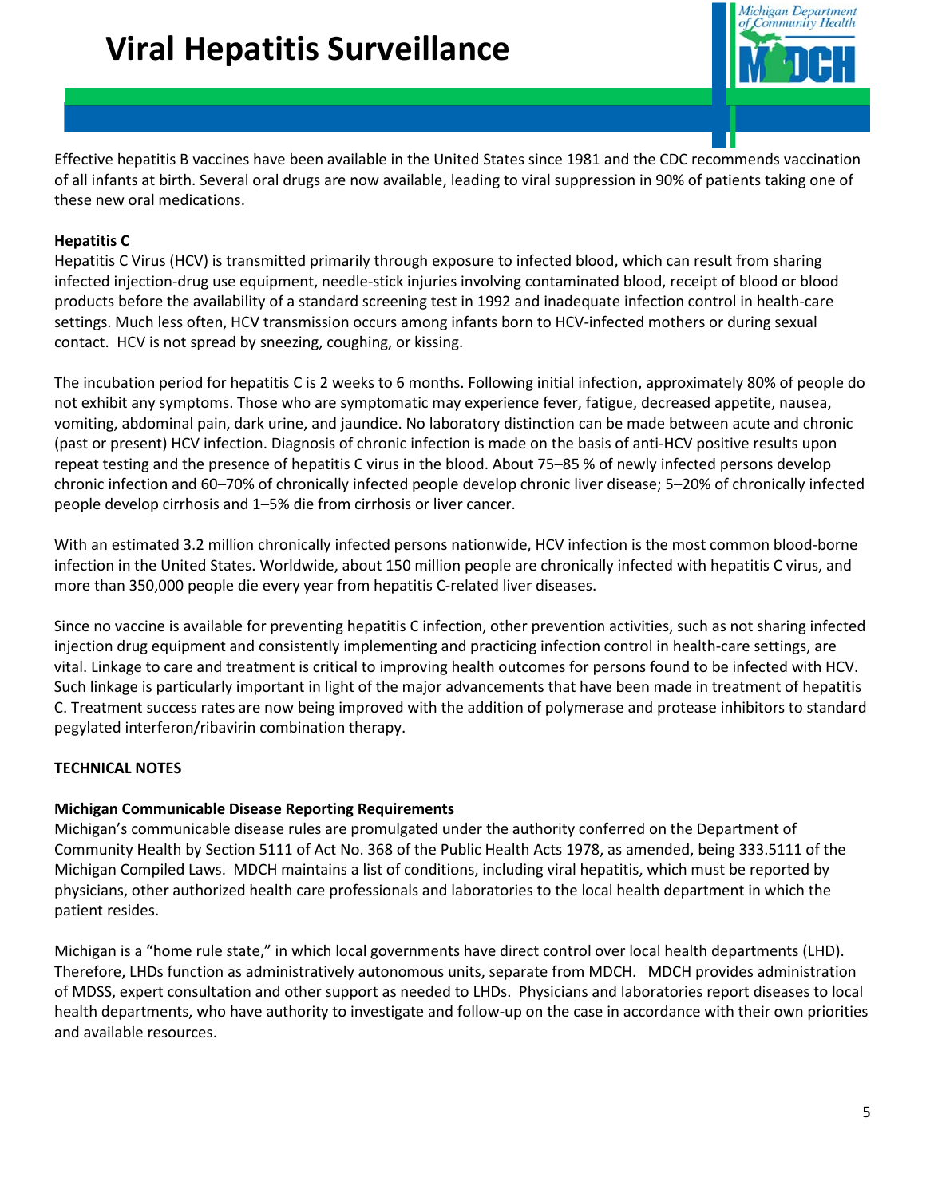Effective hepatitis B vaccines have been available in the United States since 1981 and the CDC recommends vaccination of all infants at birth. Several oral drugs are now available, leading to viral suppression in 90% of patients taking one of these new oral medications.

**Hepatitis C**

Hepatitis C Virus (HCV) is transmitted primarily through exposure to infected blood, which can result from sharing infected injection-drug use equipment, needle-stick injuries involving contaminated blood, receipt of blood or blood products before the availability of a standard screening test in 1992 and inadequate infection control in health-care settings. Much less often, HCV transmission occurs among infants born to HCV-infected mothers or during sexual contact. HCV is not spread by sneezing, coughing, or kissing.

The incubation period for hepatitis C is 2 weeks to 6 months. Following initial infection, approximately 80% of people do not exhibit any symptoms. Those who are symptomatic may experience fever, fatigue, decreased appetite, nausea, vomiting, abdominal pain, dark urine, and jaundice. No laboratory distinction can be made between acute and chronic (past or present) HCV infection. Diagnosis of chronic infection is made on the basis of anti-HCV positive results upon repeat testing and the presence of hepatitis C virus in the blood. About 75–85 % of newly infected persons develop chronic infection and 60–70% of chronically infected people develop chronic liver disease; 5–20% of chronically infected people develop cirrhosis and 1–5% die from cirrhosis or liver cancer.

With an estimated 3.2 million chronically infected persons nationwide, HCV infection is the most common blood-borne infection in the United States. Worldwide, about 150 million people are chronically infected with hepatitis C virus, and more than 350,000 people die every year from hepatitis C-related liver diseases.

Since no vaccine is available for preventing hepatitis C infection, other prevention activities, such as not sharing infected injection drug equipment and consistently implementing and practicing infection control in health-care settings, are vital. Linkage to care and treatment is critical to improving health outcomes for persons found to be infected with HCV. Such linkage is particularly important in light of the major advancements that have been made in treatment of hepatitis C. Treatment success rates are now being improved with the addition of polymerase and protease inhibitors to standard pegylated interferon/ribavirin combination therapy.

## TECHNICAL NOTES

**Michigan Communicable Disease Reporting Requirements**

Michigan's communicable disease rules are promulgated under the authority conferred on the Department of Community Health by Section 5111 of Act No. 368 of the Public Health Acts 1978, as amended, being 333.5111 of the Michigan Compiled Laws. MDCH maintains a list of conditions, including viral hepatitis, which must be reported by physicians, other authorized health care professionals and laboratories to the local health department in which the patient resides.

Michigan is a "home rule state," in which local governments have direct control over local health departments (LHD). Therefore, LHDs function as administratively autonomous units, separate from MDCH. MDCH provides administration of MDSS, expert consultation and other support as needed to LHDs. Physicians and laboratories report diseases to local health departments, who have authority to investigate and follow-up on the case in accordance with their own priorities and available resources.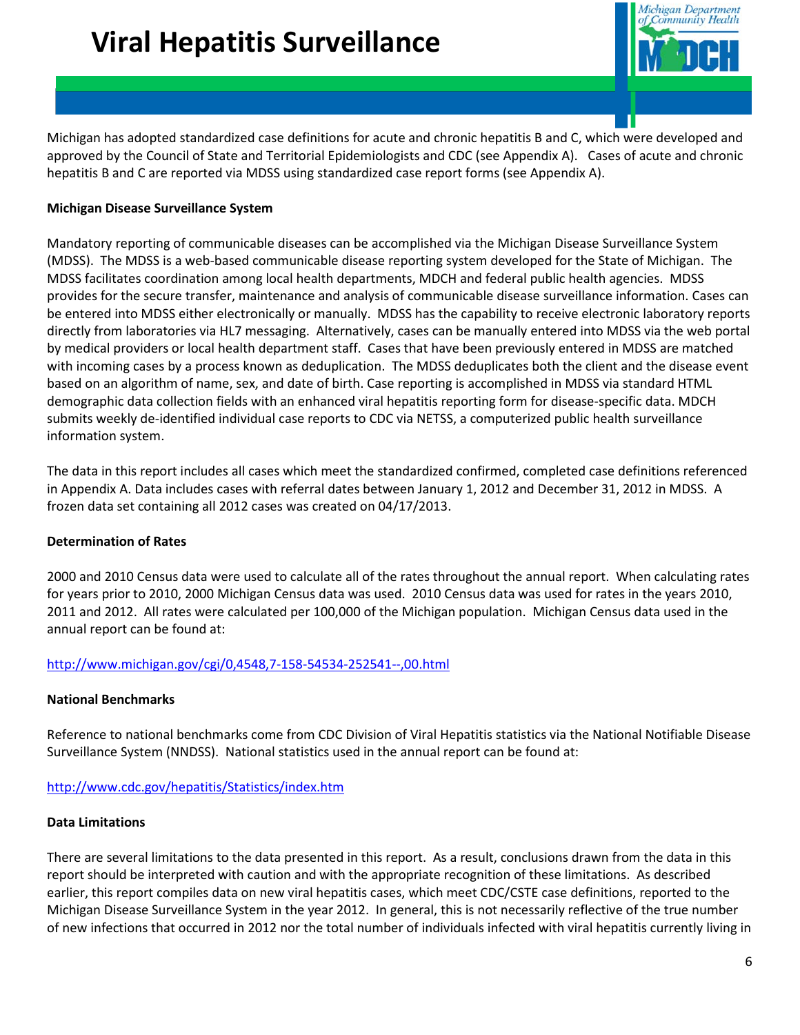Michigan has adopted standardized case definitions for acute and chronic hepatitis B and C, which were developed and approved by the Council of State and Territorial Epidemiologists and CDC (see Appendix A). Cases of acute and chronic hepatitis B and C are reported via MDSS using standardized case report forms (see Appendix A).

**Michigan Disease Surveillance System**

Mandatory reporting of communicable diseases can be accomplished via the Michigan Disease Surveillance System (MDSS). The MDSS is a web-based communicable disease reporting system developed for the State of Michigan. The MDSS facilitates coordination among local health departments, MDCH and federal public health agencies. MDSS provides for the secure transfer, maintenance and analysis of communicable disease surveillance information. Cases can be entered into MDSS either electronically or manually. MDSS has the capability to receive electronic laboratory reports directly from laboratories via HL7 messaging. Alternatively, cases can be manually entered into MDSS via the web portal by medical providers or local health department staff. Cases that have been previously entered in MDSS are matched with incoming cases by a process known as deduplication. The MDSS deduplicates both the client and the disease event based on an algorithm of name, sex, and date of birth. Case reporting is accomplished in MDSS via standard HTML demographic data collection fields with an enhanced viral hepatitis reporting form for disease-specific data. MDCH submits weekly de-identified individual case reports to CDC via NETSS, a computerized public health surveillance information system.

The data in this report includes all cases which meet the standardized confirmed, completed case definitions referenced in Appendix A. Data includes cases with referral dates between January 1, 2012 and December 31, 2012 in MDSS. A frozen data set containing all 2012 cases was created on 04/17/2013.

**Determination of Rates**

2000 and 2010 Census data were used to calculate all of the rates throughout the annual report. When calculating rates for years prior to 2010, 2000 Michigan Census data was used. 2010 Census data was used for rates in the years 2010, 2011 and 2012. All rates were calculated per 100,000 of the Michigan population. Michigan Census data used in the annual report can be found at:

http://www.michigan.gov/cgi/0,4548,7-158-54534-252541--,00.html

**National Benchmarks**

Reference to national benchmarks come from CDC Division of Viral Hepatitis statistics via the National Notifiable Disease Surveillance System (NNDSS). National statistics used in the annual report can be found at:

http://www.cdc.gov/hepatitis/Statistics/index.htm

**Data Limitations**

There are several limitations to the data presented in this report. As a result, conclusions drawn from the data in this report should be interpreted with caution and with the appropriate recognition of these limitations. As described earlier, this report compiles data on new viral hepatitis cases, which meet CDC/CSTE case definitions, reported to the Michigan Disease Surveillance System in the year 2012. In general, this is not necessarily reflective of the true number of new infections that occurred in 2012 nor the total number of individuals infected with viral hepatitis currently living in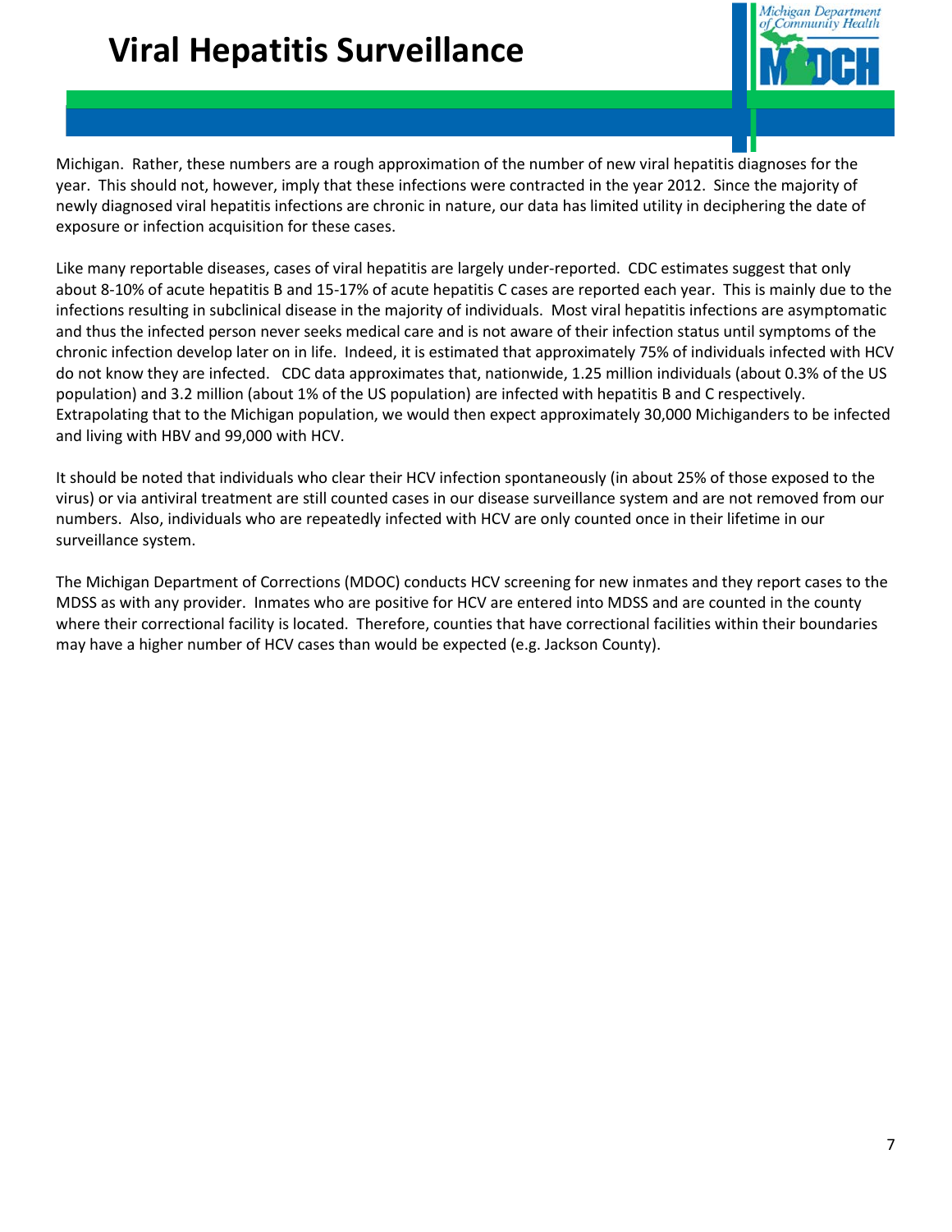Michigan. Rather, these numbers are a rough approximation of the number of new viral hepatitis diagnoses for the year. This should not, however, imply that these infections were contracted in the year 2012. Since the majority of newly diagnosed viral hepatitis infections are chronic in nature, our data has limited utility in deciphering the date of exposure or infection acquisition for these cases.

Like many reportable diseases, cases of viral hepatitis are largely under-reported. CDC estimates suggest that only about 8-10% of acute hepatitis B and 15-17% of acute hepatitis C cases are reported each year. This is mainly due to the infections resulting in subclinical disease in the majority of individuals. Most viral hepatitis infections are asymptomatic and thus the infected person never seeks medical care and is not aware of their infection status until symptoms of the chronic infection develop later on in life. Indeed, it is estimated that approximately 75% of individuals infected with HCV do not know they are infected. CDC data approximates that, nationwide, 1.25 million individuals (about 0.3% of the US population) and 3.2 million (about 1% of the US population) are infected with hepatitis B and C respectively. Extrapolating that to the Michigan population, we would then expect approximately 30,000 Michiganders to be infected and living with HBV and 99,000 with HCV.

It should be noted that individuals who clear their HCV infection spontaneously (in about 25% of those exposed to the virus) or via antiviral treatment are still counted cases in our disease surveillance system and are not removed from our numbers. Also, individuals who are repeatedly infected with HCV are only counted once in their lifetime in our surveillance system.

The Michigan Department of Corrections (MDOC) conducts HCV screening for new inmates and they report cases to the MDSS as with any provider. Inmates who are positive for HCV are entered into MDSS and are counted in the county where their correctional facility is located. Therefore, counties that have correctional facilities within their boundaries may have a higher number of HCV cases than would be expected (e.g. Jackson County).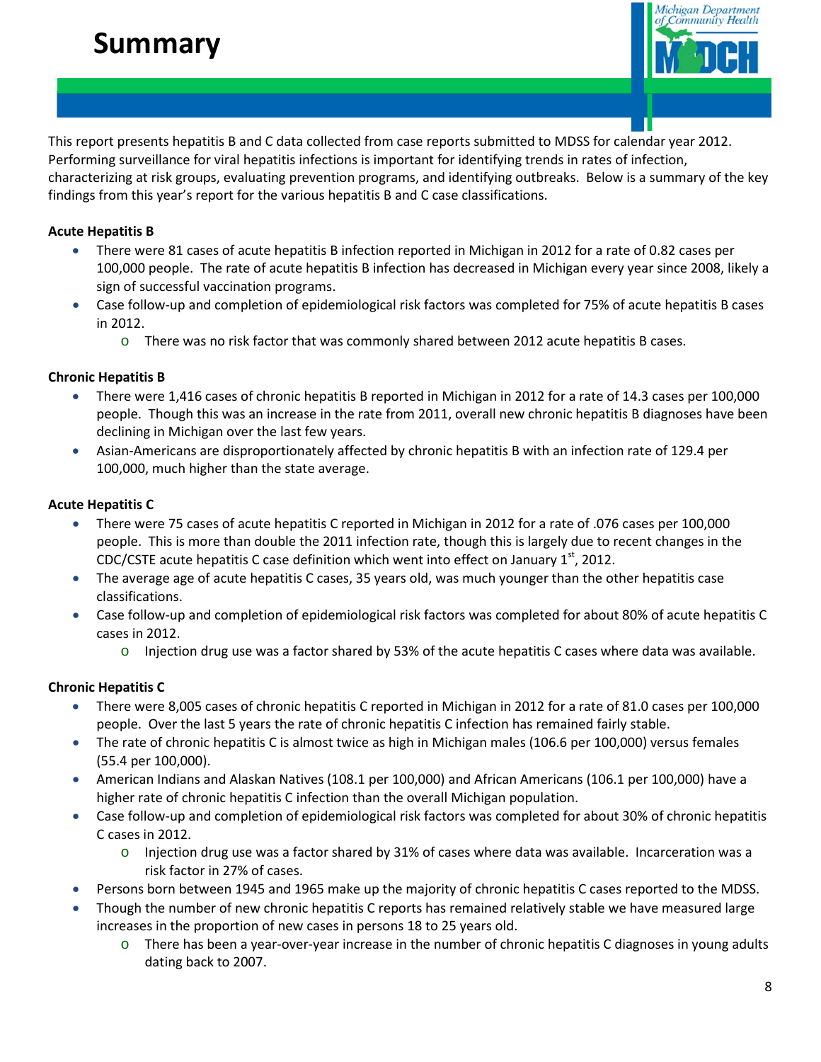# Summary

This report presents hepatitis B and C data collected from case reports submitted to MDSS for calendar year 2012. Performing surveillance for viral hepatitis infections is important for identifying trends in rates of infection, characterizing at risk groups, evaluating prevention programs, and identifying outbreaks. Below is a summary of the key findings from this year's report for the various hepatitis B and C case classifications.

**Acute Hepatitis B**

- There were 81 cases of acute hepatitis B infection reported in Michigan in 2012 for a rate of 0.82 cases per 100,000 people. The rate of acute hepatitis B infection has decreased in Michigan every year since 2008, likely a sign of successful vaccination programs.
- Case follow-up and completion of epidemiological risk factors was completed for 75% of acute hepatitis B cases in 2012.
  - There was no risk factor that was commonly shared between 2012 acute hepatitis B cases.

**Chronic Hepatitis B**

- There were 1,416 cases of chronic hepatitis B reported in Michigan in 2012 for a rate of 14.3 cases per 100,000 people. Though this was an increase in the rate from 2011, overall new chronic hepatitis B diagnoses have been declining in Michigan over the last few years.
- Asian-Americans are disproportionately affected by chronic hepatitis B with an infection rate of 129.4 per 100,000, much higher than the state average.

**Acute Hepatitis C**

- There were 75 cases of acute hepatitis C reported in Michigan in 2012 for a rate of .076 cases per 100,000 people. This is more than double the 2011 infection rate, though this is largely due to recent changes in the CDC/CSTE acute hepatitis C case definition which went into effect on January 1st, 2012.
- The average age of acute hepatitis C cases, 35 years old, was much younger than the other hepatitis case classifications.
- Case follow-up and completion of epidemiological risk factors was completed for about 80% of acute hepatitis C cases in 2012.
  - Injection drug use was a factor shared by 53% of the acute hepatitis C cases where data was available.

**Chronic Hepatitis C**

- There were 8,005 cases of chronic hepatitis C reported in Michigan in 2012 for a rate of 81.0 cases per 100,000 people. Over the last 5 years the rate of chronic hepatitis C infection has remained fairly stable.
- The rate of chronic hepatitis C is almost twice as high in Michigan males (106.6 per 100,000) versus females (55.4 per 100,000).
- American Indians and Alaskan Natives (108.1 per 100,000) and African Americans (106.1 per 100,000) have a higher rate of chronic hepatitis C infection than the overall Michigan population.
- Case follow-up and completion of epidemiological risk factors was completed for about 30% of chronic hepatitis C cases in 2012.
  - Injection drug use was a factor shared by 31% of cases where data was available. Incarceration was a risk factor in 27% of cases.
- Persons born between 1945 and 1965 make up the majority of chronic hepatitis C cases reported to the MDSS.
- Though the number of new chronic hepatitis C reports has remained relatively stable we have measured large increases in the proportion of new cases in persons 18 to 25 years old.
  - There has been a year-over-year increase in the number of chronic hepatitis C diagnoses in young adults dating back to 2007.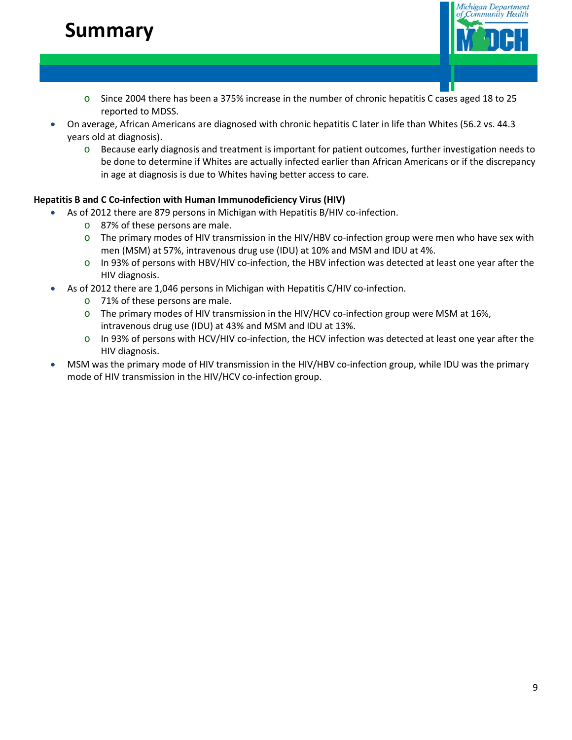# Summary

- Since 2004 there has been a 375% increase in the number of chronic hepatitis C cases aged 18 to 25 reported to MDSS.

- On average, African Americans are diagnosed with chronic hepatitis C later in life than Whites (56.2 vs. 44.3 years old at diagnosis).
  - Because early diagnosis and treatment is important for patient outcomes, further investigation needs to be done to determine if Whites are actually infected earlier than African Americans or if the discrepancy in age at diagnosis is due to Whites having better access to care.

**Hepatitis B and C Co-infection with Human Immunodeficiency Virus (HIV)**

- As of 2012 there are 879 persons in Michigan with Hepatitis B/HIV co-infection.
  - 87% of these persons are male.
  - The primary modes of HIV transmission in the HIV/HBV co-infection group were men who have sex with men (MSM) at 57%, intravenous drug use (IDU) at 10% and MSM and IDU at 4%.
  - In 93% of persons with HBV/HIV co-infection, the HBV infection was detected at least one year after the HIV diagnosis.
- As of 2012 there are 1,046 persons in Michigan with Hepatitis C/HIV co-infection.
  - 71% of these persons are male.
  - The primary modes of HIV transmission in the HIV/HCV co-infection group were MSM at 16%, intravenous drug use (IDU) at 43% and MSM and IDU at 13%.
  - In 93% of persons with HCV/HIV co-infection, the HCV infection was detected at least one year after the HIV diagnosis.
- MSM was the primary mode of HIV transmission in the HIV/HBV co-infection group, while IDU was the primary mode of HIV transmission in the HIV/HCV co-infection group.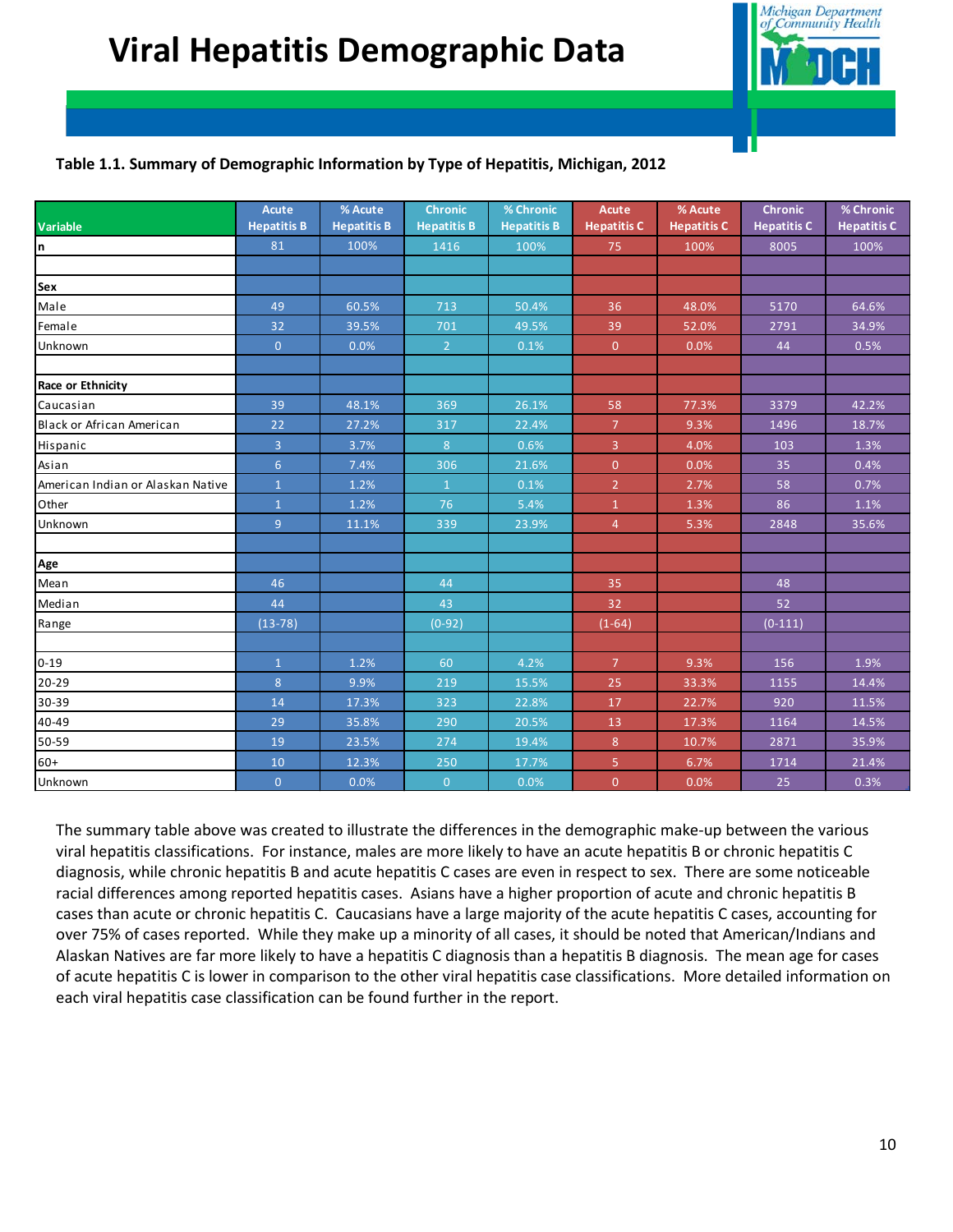# Viral Hepatitis Demographic Data

**Table 1.1. Summary of Demographic Information by Type of Hepatitis, Michigan, 2012**

| Variable | Acute Hepatitis B | % Acute Hepatitis B | Chronic Hepatitis B | % Chronic Hepatitis B | Acute Hepatitis C | % Acute Hepatitis C | Chronic Hepatitis C | % Chronic Hepatitis C |
|---|---|---|---|---|---|---|---|---|
| n | 81 | 100% | 1416 | 100% | 75 | 100% | 8005 | 100% |
| | | | | | | | | |
| **Sex** | | | | | | | | |
| Male | 49 | 60.5% | 713 | 50.4% | 36 | 48.0% | 5170 | 64.6% |
| Female | 32 | 39.5% | 701 | 49.5% | 39 | 52.0% | 2791 | 34.9% |
| Unknown | 0 | 0.0% | 2 | 0.1% | 0 | 0.0% | 44 | 0.5% |
| | | | | | | | | |
| **Race or Ethnicity** | | | | | | | | |
| Caucasian | 39 | 48.1% | 369 | 26.1% | 58 | 77.3% | 3379 | 42.2% |
| Black or African American | 22 | 27.2% | 317 | 22.4% | 7 | 9.3% | 1496 | 18.7% |
| Hispanic | 3 | 3.7% | 8 | 0.6% | 3 | 4.0% | 103 | 1.3% |
| Asian | 6 | 7.4% | 306 | 21.6% | 0 | 0.0% | 35 | 0.4% |
| American Indian or Alaskan Native | 1 | 1.2% | 1 | 0.1% | 2 | 2.7% | 58 | 0.7% |
| Other | 1 | 1.2% | 76 | 5.4% | 1 | 1.3% | 86 | 1.1% |
| Unknown | 9 | 11.1% | 339 | 23.9% | 4 | 5.3% | 2848 | 35.6% |
| | | | | | | | | |
| **Age** | | | | | | | | |
| Mean | 46 | | 44 | | 35 | | 48 | |
| Median | 44 | | 43 | | 32 | | 52 | |
| Range | (13-78) | | (0-92) | | (1-64) | | (0-111) | |
| | | | | | | | | |
| 0-19 | 1 | 1.2% | 60 | 4.2% | 7 | 9.3% | 156 | 1.9% |
| 20-29 | 8 | 9.9% | 219 | 15.5% | 25 | 33.3% | 1155 | 14.4% |
| 30-39 | 14 | 17.3% | 323 | 22.8% | 17 | 22.7% | 920 | 11.5% |
| 40-49 | 29 | 35.8% | 290 | 20.5% | 13 | 17.3% | 1164 | 14.5% |
| 50-59 | 19 | 23.5% | 274 | 19.4% | 8 | 10.7% | 2871 | 35.9% |
| 60+ | 10 | 12.3% | 250 | 17.7% | 5 | 6.7% | 1714 | 21.4% |
| Unknown | 0 | 0.0% | 0 | 0.0% | 0 | 0.0% | 25 | 0.3% |

The summary table above was created to illustrate the differences in the demographic make-up between the various viral hepatitis classifications. For instance, males are more likely to have an acute hepatitis B or chronic hepatitis C diagnosis, while chronic hepatitis B and acute hepatitis C cases are even in respect to sex. There are some noticeable racial differences among reported hepatitis cases. Asians have a higher proportion of acute and chronic hepatitis B cases than acute or chronic hepatitis C. Caucasians have a large majority of the acute hepatitis C cases, accounting for over 75% of cases reported. While they make up a minority of all cases, it should be noted that American/Indians and Alaskan Natives are far more likely to have a hepatitis C diagnosis than a hepatitis B diagnosis. The mean age for cases of acute hepatitis C is lower in comparison to the other viral hepatitis case classifications. More detailed information on each viral hepatitis case classification can be found further in the report.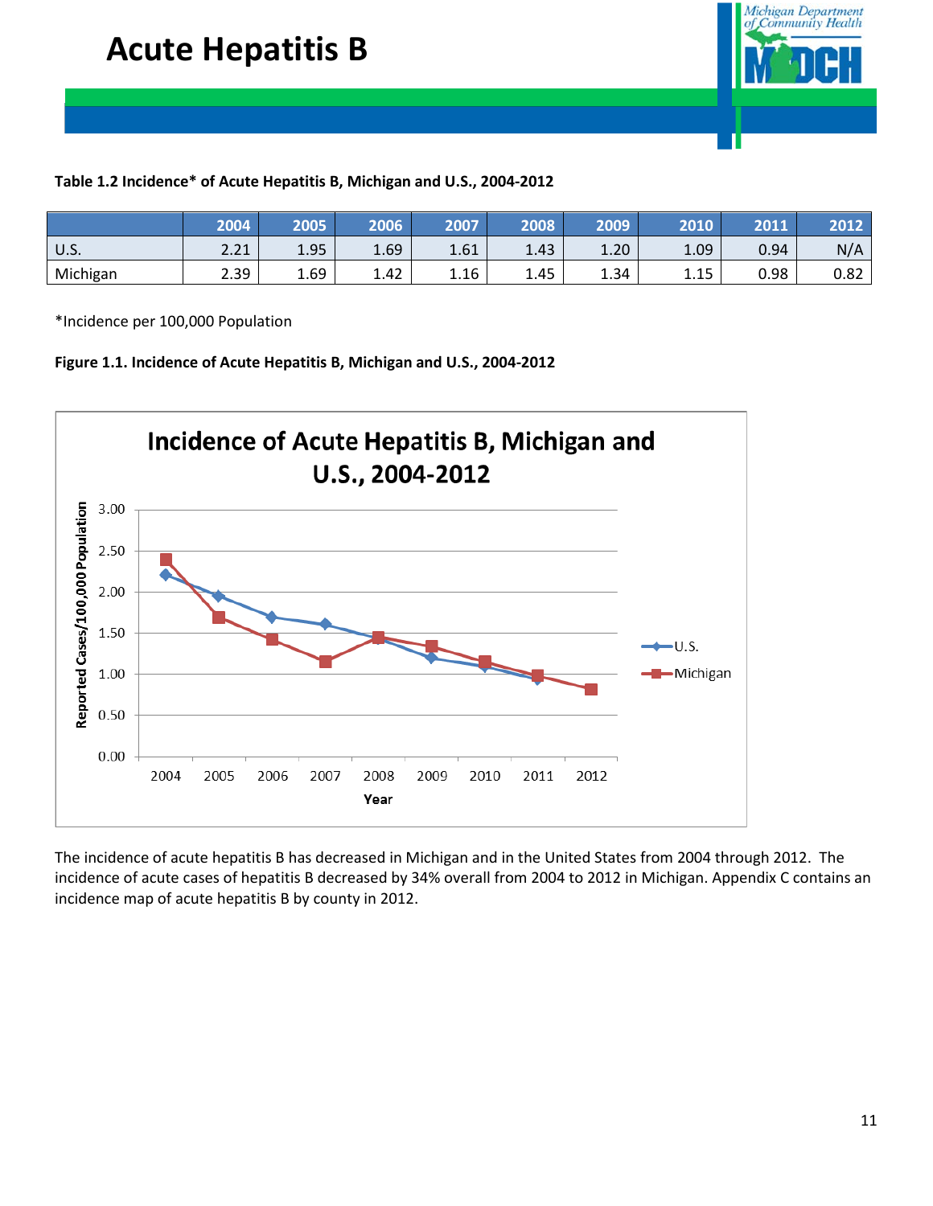# Acute Hepatitis B

**Table 1.2 Incidence* of Acute Hepatitis B, Michigan and U.S., 2004-2012**

| | 2004 | 2005 | 2006 | 2007 | 2008 | 2009 | 2010 | 2011 | 2012 |
|---|---|---|---|---|---|---|---|---|---|
| U.S. | 2.21 | 1.95 | 1.69 | 1.61 | 1.43 | 1.20 | 1.09 | 0.94 | N/A |
| Michigan | 2.39 | 1.69 | 1.42 | 1.16 | 1.45 | 1.34 | 1.15 | 0.98 | 0.82 |

*Incidence per 100,000 Population

**Figure 1.1. Incidence of Acute Hepatitis B, Michigan and U.S., 2004-2012**

The incidence of acute hepatitis B has decreased in Michigan and in the United States from 2004 through 2012. The incidence of acute cases of hepatitis B decreased by 34% overall from 2004 to 2012 in Michigan. Appendix C contains an incidence map of acute hepatitis B by county in 2012.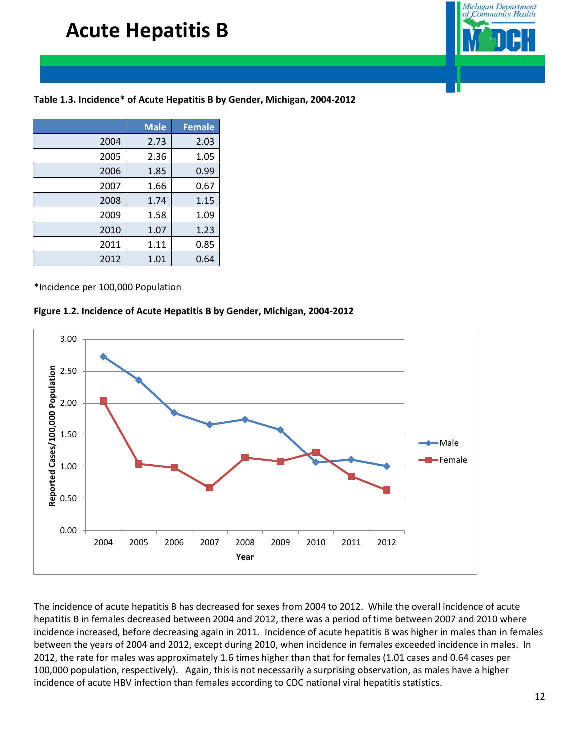# Acute Hepatitis B

**Table 1.3. Incidence* of Acute Hepatitis B by Gender, Michigan, 2004-2012**

| | Male | Female |
|---|---|---|
| 2004 | 2.73 | 2.03 |
| 2005 | 2.36 | 1.05 |
| 2006 | 1.85 | 0.99 |
| 2007 | 1.66 | 0.67 |
| 2008 | 1.74 | 1.15 |
| 2009 | 1.58 | 1.09 |
| 2010 | 1.07 | 1.23 |
| 2011 | 1.11 | 0.85 |
| 2012 | 1.01 | 0.64 |

*Incidence per 100,000 Population

**Figure 1.2. Incidence of Acute Hepatitis B by Gender, Michigan, 2004-2012**

The incidence of acute hepatitis B has decreased for sexes from 2004 to 2012. While the overall incidence of acute hepatitis B in females decreased between 2004 and 2012, there was a period of time between 2007 and 2010 where incidence increased, before decreasing again in 2011. Incidence of acute hepatitis B was higher in males than in females between the years of 2004 and 2012, except during 2010, when incidence in females exceeded incidence in males. In 2012, the rate for males was approximately 1.6 times higher than that for females (1.01 cases and 0.64 cases per 100,000 population, respectively). Again, this is not necessarily a surprising observation, as males have a higher incidence of acute HBV infection than females according to CDC national viral hepatitis statistics.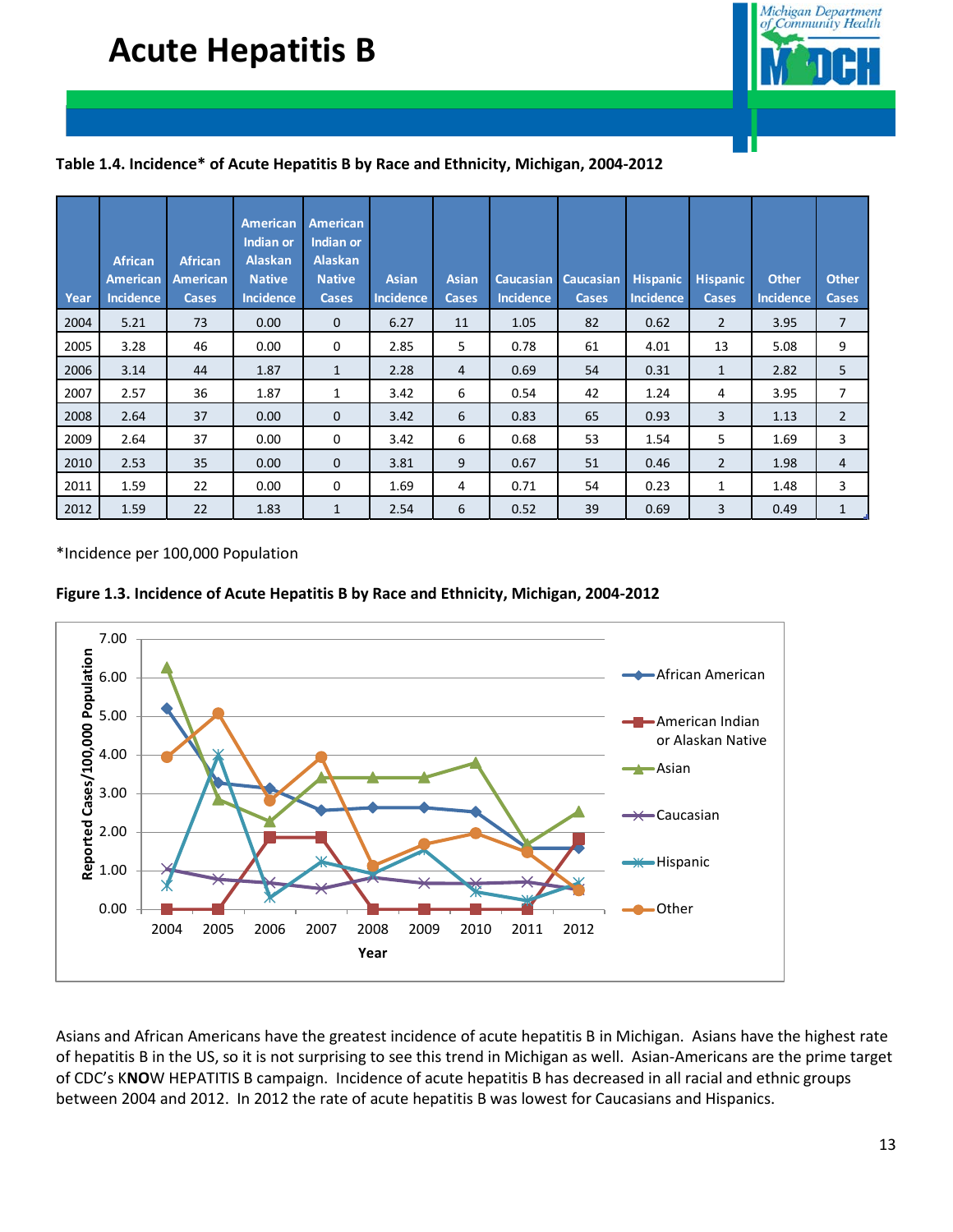# Acute Hepatitis B

**Table 1.4. Incidence* of Acute Hepatitis B by Race and Ethnicity, Michigan, 2004-2012**

| Year | African American Incidence | African American Cases | American Indian or Alaskan Native Incidence | American Indian or Alaskan Native Cases | Asian Incidence | Asian Cases | Caucasian Incidence | Caucasian Cases | Hispanic Incidence | Hispanic Cases | Other Incidence | Other Cases |
|---|---|---|---|---|---|---|---|---|---|---|---|---|
| 2004 | 5.21 | 73 | 0.00 | 0 | 6.27 | 11 | 1.05 | 82 | 0.62 | 2 | 3.95 | 7 |
| 2005 | 3.28 | 46 | 0.00 | 0 | 2.85 | 5 | 0.78 | 61 | 4.01 | 13 | 5.08 | 9 |
| 2006 | 3.14 | 44 | 1.87 | 1 | 2.28 | 4 | 0.69 | 54 | 0.31 | 1 | 2.82 | 5 |
| 2007 | 2.57 | 36 | 1.87 | 1 | 3.42 | 6 | 0.54 | 42 | 1.24 | 4 | 3.95 | 7 |
| 2008 | 2.64 | 37 | 0.00 | 0 | 3.42 | 6 | 0.83 | 65 | 0.93 | 3 | 1.13 | 2 |
| 2009 | 2.64 | 37 | 0.00 | 0 | 3.42 | 6 | 0.68 | 53 | 1.54 | 5 | 1.69 | 3 |
| 2010 | 2.53 | 35 | 0.00 | 0 | 3.81 | 9 | 0.67 | 51 | 0.46 | 2 | 1.98 | 4 |
| 2011 | 1.59 | 22 | 0.00 | 0 | 1.69 | 4 | 0.71 | 54 | 0.23 | 1 | 1.48 | 3 |
| 2012 | 1.59 | 22 | 1.83 | 1 | 2.54 | 6 | 0.52 | 39 | 0.69 | 3 | 0.49 | 1 |

*Incidence per 100,000 Population

**Figure 1.3. Incidence of Acute Hepatitis B by Race and Ethnicity, Michigan, 2004-2012**

Asians and African Americans have the greatest incidence of acute hepatitis B in Michigan. Asians have the highest rate of hepatitis B in the US, so it is not surprising to see this trend in Michigan as well. Asian-Americans are the prime target of CDC's K**NO**W HEPATITIS B campaign. Incidence of acute hepatitis B has decreased in all racial and ethnic groups between 2004 and 2012. In 2012 the rate of acute hepatitis B was lowest for Caucasians and Hispanics.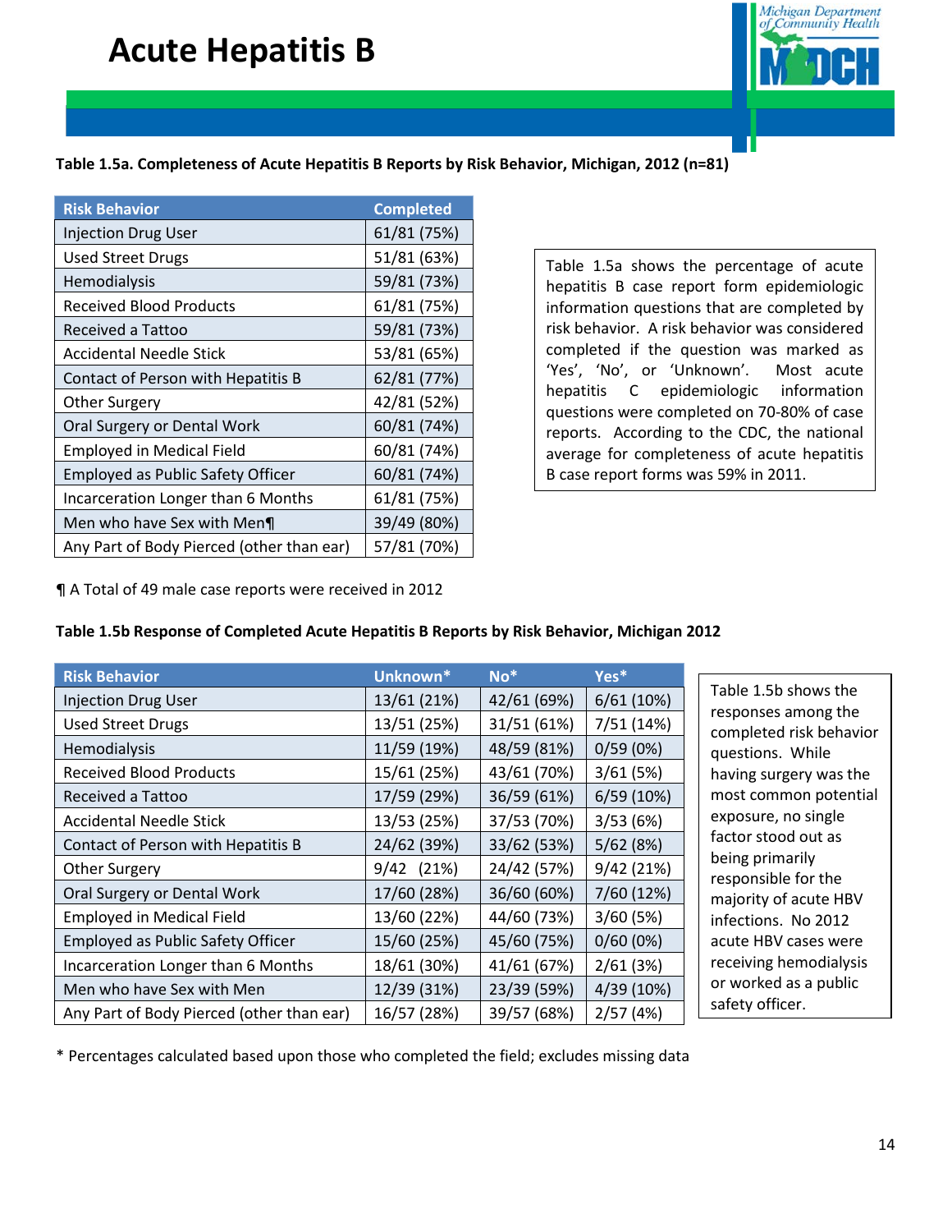# Acute Hepatitis B

**Table 1.5a. Completeness of Acute Hepatitis B Reports by Risk Behavior, Michigan, 2012 (n=81)**

| Risk Behavior | Completed |
|---|---|
| Injection Drug User | 61/81 (75%) |
| Used Street Drugs | 51/81 (63%) |
| Hemodialysis | 59/81 (73%) |
| Received Blood Products | 61/81 (75%) |
| Received a Tattoo | 59/81 (73%) |
| Accidental Needle Stick | 53/81 (65%) |
| Contact of Person with Hepatitis B | 62/81 (77%) |
| Other Surgery | 42/81 (52%) |
| Oral Surgery or Dental Work | 60/81 (74%) |
| Employed in Medical Field | 60/81 (74%) |
| Employed as Public Safety Officer | 60/81 (74%) |
| Incarceration Longer than 6 Months | 61/81 (75%) |
| Men who have Sex with Men¶ | 39/49 (80%) |
| Any Part of Body Pierced (other than ear) | 57/81 (70%) |

¶ A Total of 49 male case reports were received in 2012

Table 1.5a shows the percentage of acute hepatitis B case report form epidemiologic information questions that are completed by risk behavior. A risk behavior was considered completed if the question was marked as 'Yes', 'No', or 'Unknown'. Most acute hepatitis C epidemiologic information questions were completed on 70-80% of case reports. According to the CDC, the national average for completeness of acute hepatitis B case report forms was 59% in 2011.

**Table 1.5b Response of Completed Acute Hepatitis B Reports by Risk Behavior, Michigan 2012**

| Risk Behavior | Unknown* | No* | Yes* |
|---|---|---|---|
| Injection Drug User | 13/61 (21%) | 42/61 (69%) | 6/61 (10%) |
| Used Street Drugs | 13/51 (25%) | 31/51 (61%) | 7/51 (14%) |
| Hemodialysis | 11/59 (19%) | 48/59 (81%) | 0/59 (0%) |
| Received Blood Products | 15/61 (25%) | 43/61 (70%) | 3/61 (5%) |
| Received a Tattoo | 17/59 (29%) | 36/59 (61%) | 6/59 (10%) |
| Accidental Needle Stick | 13/53 (25%) | 37/53 (70%) | 3/53 (6%) |
| Contact of Person with Hepatitis B | 24/62 (39%) | 33/62 (53%) | 5/62 (8%) |
| Other Surgery | 9/42 (21%) | 24/42 (57%) | 9/42 (21%) |
| Oral Surgery or Dental Work | 17/60 (28%) | 36/60 (60%) | 7/60 (12%) |
| Employed in Medical Field | 13/60 (22%) | 44/60 (73%) | 3/60 (5%) |
| Employed as Public Safety Officer | 15/60 (25%) | 45/60 (75%) | 0/60 (0%) |
| Incarceration Longer than 6 Months | 18/61 (30%) | 41/61 (67%) | 2/61 (3%) |
| Men who have Sex with Men | 12/39 (31%) | 23/39 (59%) | 4/39 (10%) |
| Any Part of Body Pierced (other than ear) | 16/57 (28%) | 39/57 (68%) | 2/57 (4%) |

\* Percentages calculated based upon those who completed the field; excludes missing data

Table 1.5b shows the responses among the completed risk behavior questions. While having surgery was the most common potential exposure, no single factor stood out as being primarily responsible for the majority of acute HBV infections. No 2012 acute HBV cases were receiving hemodialysis or worked as a public safety officer.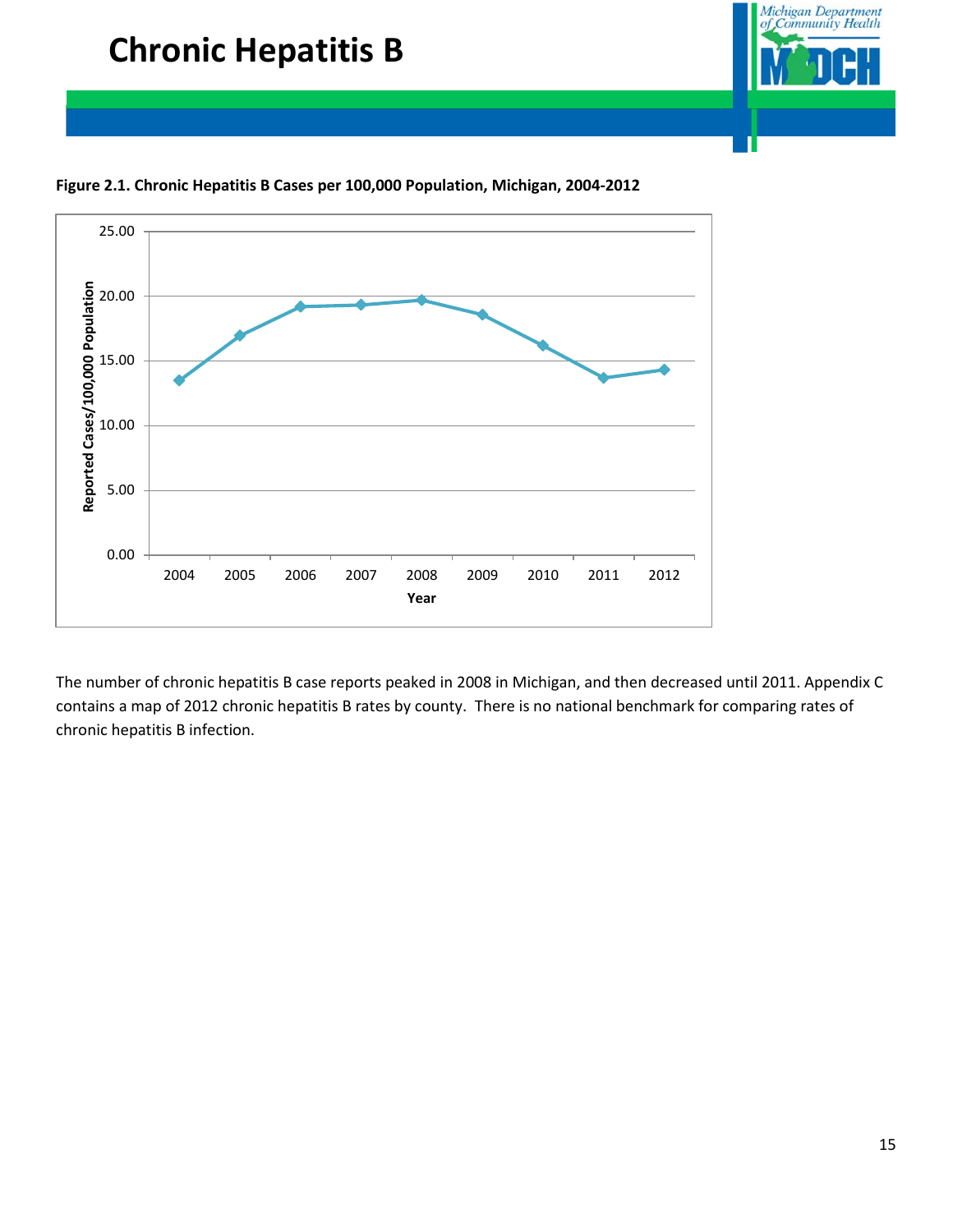# Chronic Hepatitis B

**Figure 2.1. Chronic Hepatitis B Cases per 100,000 Population, Michigan, 2004-2012**

The number of chronic hepatitis B case reports peaked in 2008 in Michigan, and then decreased until 2011. Appendix C contains a map of 2012 chronic hepatitis B rates by county. There is no national benchmark for comparing rates of chronic hepatitis B infection.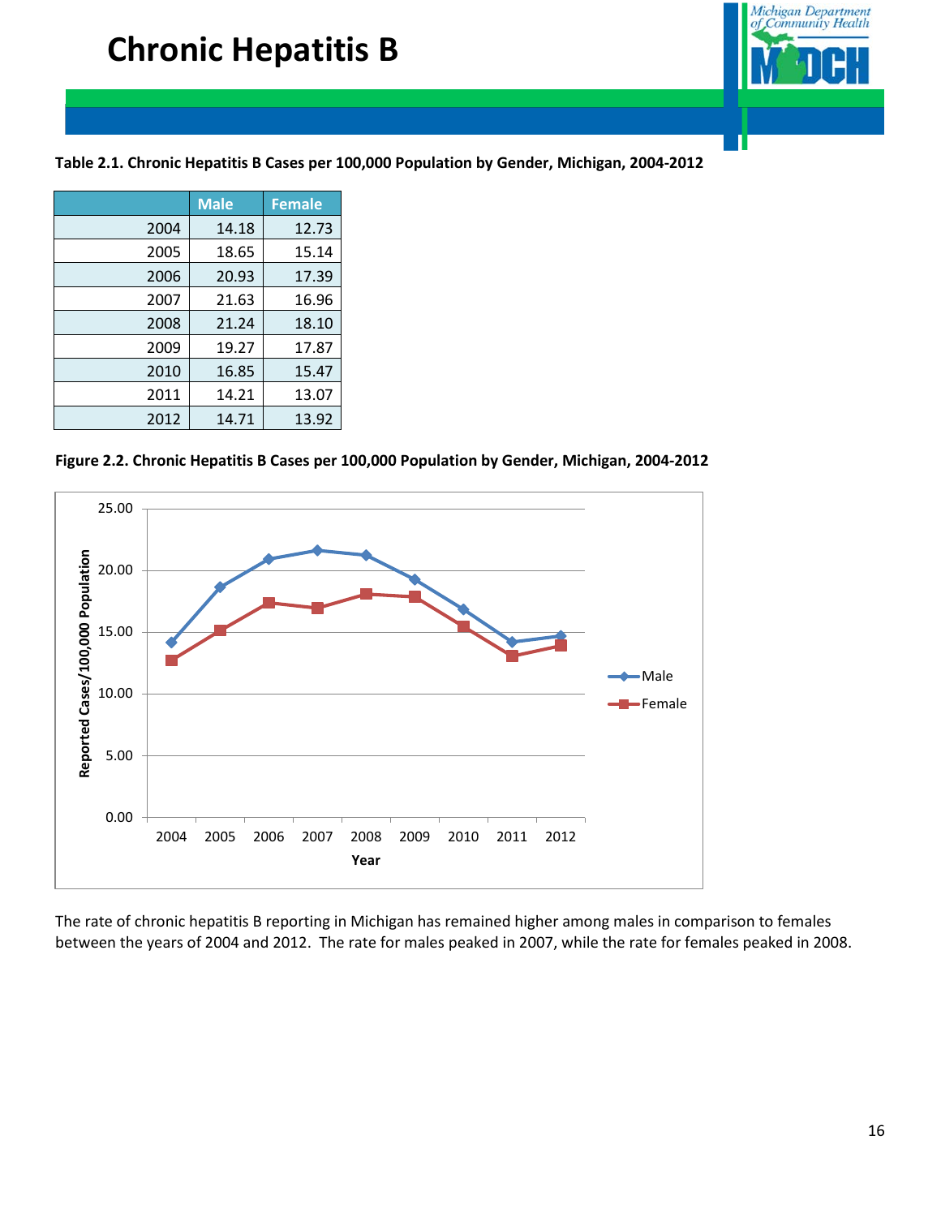# Chronic Hepatitis B

**Table 2.1. Chronic Hepatitis B Cases per 100,000 Population by Gender, Michigan, 2004-2012**

| | Male | Female |
|---|---|---|
| 2004 | 14.18 | 12.73 |
| 2005 | 18.65 | 15.14 |
| 2006 | 20.93 | 17.39 |
| 2007 | 21.63 | 16.96 |
| 2008 | 21.24 | 18.10 |
| 2009 | 19.27 | 17.87 |
| 2010 | 16.85 | 15.47 |
| 2011 | 14.21 | 13.07 |
| 2012 | 14.71 | 13.92 |

**Figure 2.2. Chronic Hepatitis B Cases per 100,000 Population by Gender, Michigan, 2004-2012**

The rate of chronic hepatitis B reporting in Michigan has remained higher among males in comparison to females between the years of 2004 and 2012. The rate for males peaked in 2007, while the rate for females peaked in 2008.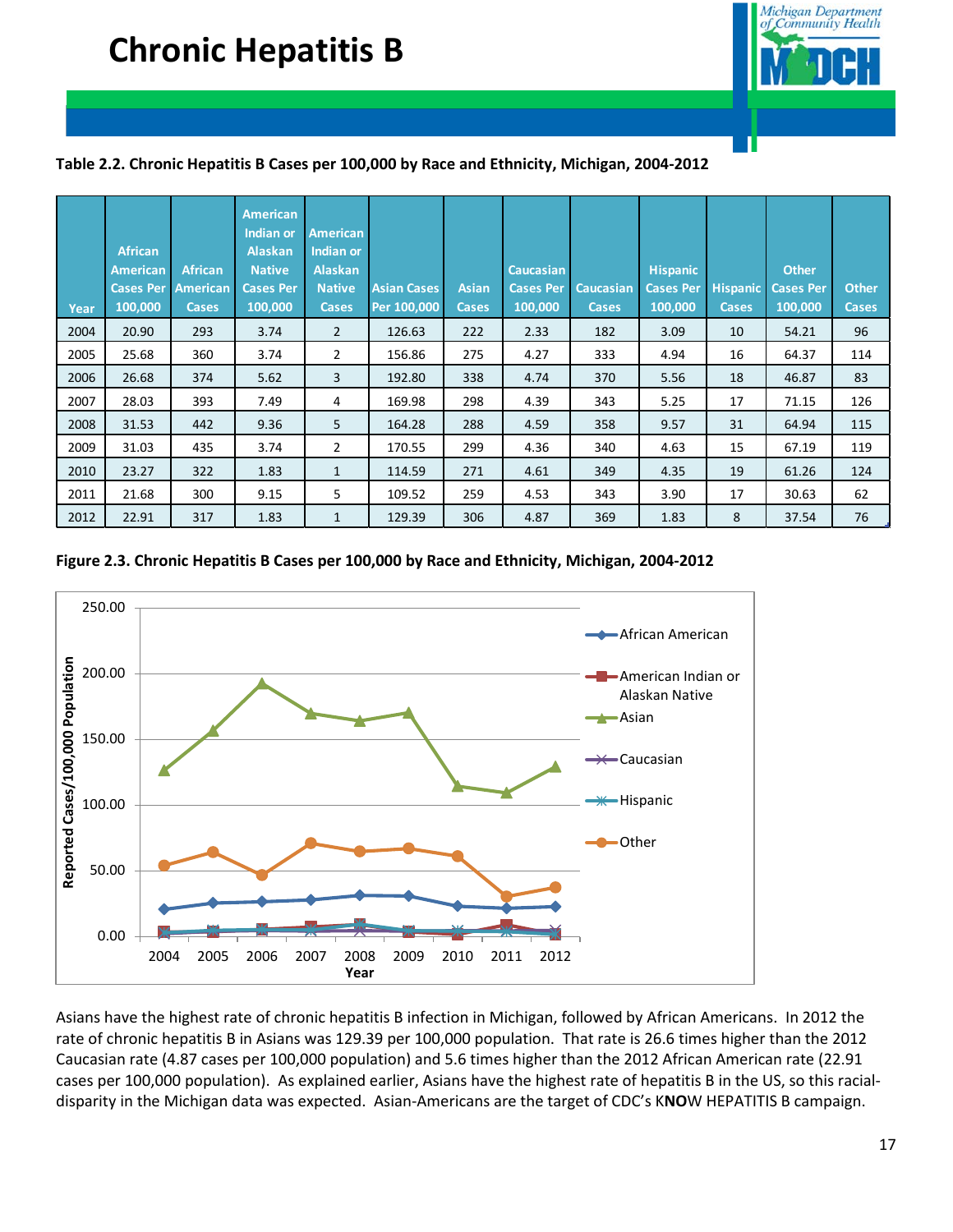# Chronic Hepatitis B

**Table 2.2. Chronic Hepatitis B Cases per 100,000 by Race and Ethnicity, Michigan, 2004-2012**

| Year | African American Cases Per 100,000 | African American Cases | American Indian or Alaskan Native Cases Per 100,000 | American Indian or Alaskan Native Cases | Asian Cases Per 100,000 | Asian Cases | Caucasian Cases Per 100,000 | Caucasian Cases | Hispanic Cases Per 100,000 | Hispanic Cases | Other Cases Per 100,000 | Other Cases |
|---|---|---|---|---|---|---|---|---|---|---|---|---|
| 2004 | 20.90 | 293 | 3.74 | 2 | 126.63 | 222 | 2.33 | 182 | 3.09 | 10 | 54.21 | 96 |
| 2005 | 25.68 | 360 | 3.74 | 2 | 156.86 | 275 | 4.27 | 333 | 4.94 | 16 | 64.37 | 114 |
| 2006 | 26.68 | 374 | 5.62 | 3 | 192.80 | 338 | 4.74 | 370 | 5.56 | 18 | 46.87 | 83 |
| 2007 | 28.03 | 393 | 7.49 | 4 | 169.98 | 298 | 4.39 | 343 | 5.25 | 17 | 71.15 | 126 |
| 2008 | 31.53 | 442 | 9.36 | 5 | 164.28 | 288 | 4.59 | 358 | 9.57 | 31 | 64.94 | 115 |
| 2009 | 31.03 | 435 | 3.74 | 2 | 170.55 | 299 | 4.36 | 340 | 4.63 | 15 | 67.19 | 119 |
| 2010 | 23.27 | 322 | 1.83 | 1 | 114.59 | 271 | 4.61 | 349 | 4.35 | 19 | 61.26 | 124 |
| 2011 | 21.68 | 300 | 9.15 | 5 | 109.52 | 259 | 4.53 | 343 | 3.90 | 17 | 30.63 | 62 |
| 2012 | 22.91 | 317 | 1.83 | 1 | 129.39 | 306 | 4.87 | 369 | 1.83 | 8 | 37.54 | 76 |

**Figure 2.3. Chronic Hepatitis B Cases per 100,000 by Race and Ethnicity, Michigan, 2004-2012**

Asians have the highest rate of chronic hepatitis B infection in Michigan, followed by African Americans. In 2012 the rate of chronic hepatitis B in Asians was 129.39 per 100,000 population. That rate is 26.6 times higher than the 2012 Caucasian rate (4.87 cases per 100,000 population) and 5.6 times higher than the 2012 African American rate (22.91 cases per 100,000 population). As explained earlier, Asians have the highest rate of hepatitis B in the US, so this racial-disparity in the Michigan data was expected. Asian-Americans are the target of CDC's K**NO**W HEPATITIS B campaign.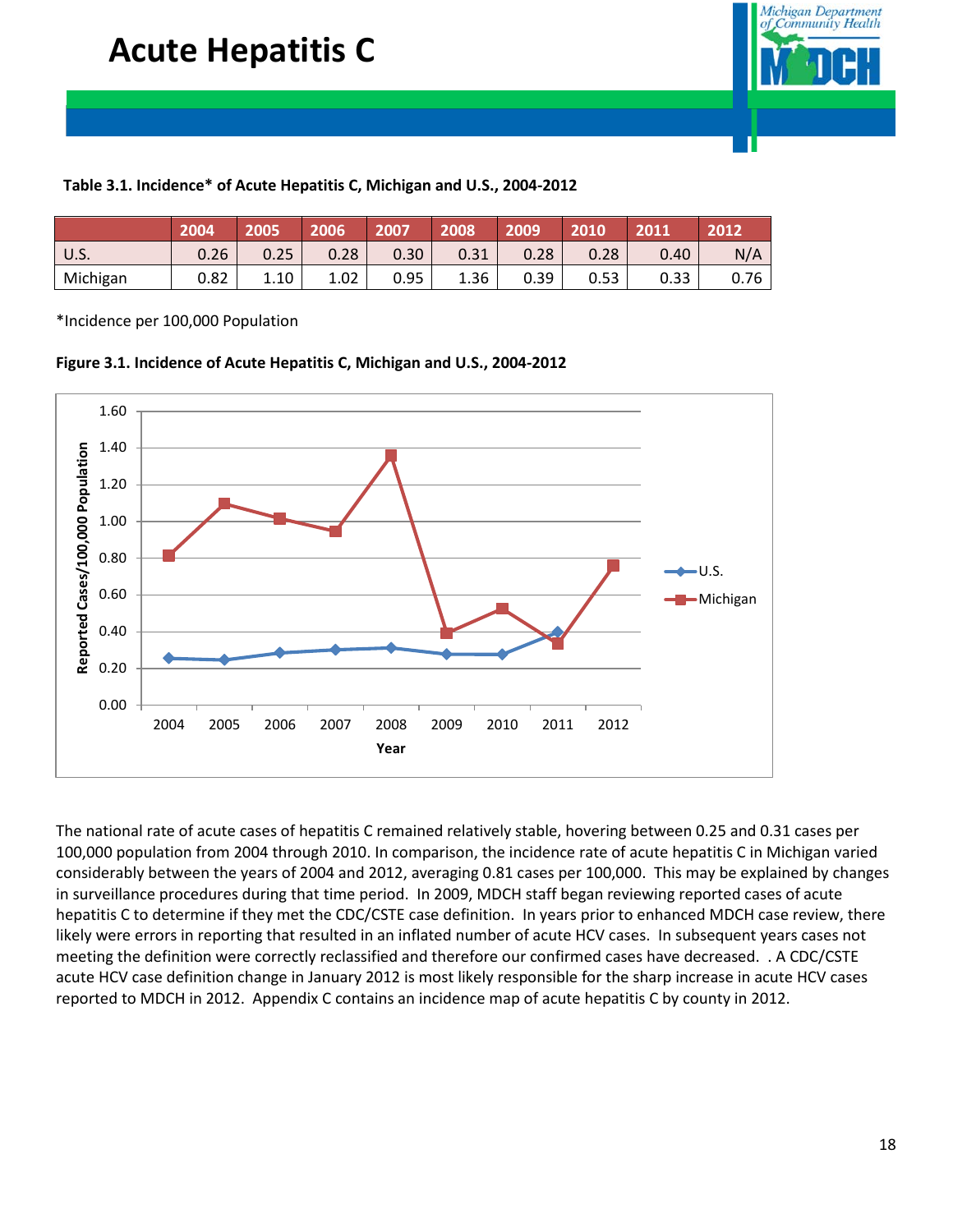# Acute Hepatitis C

**Table 3.1. Incidence* of Acute Hepatitis C, Michigan and U.S., 2004-2012**

| | 2004 | 2005 | 2006 | 2007 | 2008 | 2009 | 2010 | 2011 | 2012 |
|---|---|---|---|---|---|---|---|---|---|
| U.S. | 0.26 | 0.25 | 0.28 | 0.30 | 0.31 | 0.28 | 0.28 | 0.40 | N/A |
| Michigan | 0.82 | 1.10 | 1.02 | 0.95 | 1.36 | 0.39 | 0.53 | 0.33 | 0.76 |

*Incidence per 100,000 Population

**Figure 3.1. Incidence of Acute Hepatitis C, Michigan and U.S., 2004-2012**

The national rate of acute cases of hepatitis C remained relatively stable, hovering between 0.25 and 0.31 cases per 100,000 population from 2004 through 2010. In comparison, the incidence rate of acute hepatitis C in Michigan varied considerably between the years of 2004 and 2012, averaging 0.81 cases per 100,000. This may be explained by changes in surveillance procedures during that time period. In 2009, MDCH staff began reviewing reported cases of acute hepatitis C to determine if they met the CDC/CSTE case definition. In years prior to enhanced MDCH case review, there likely were errors in reporting that resulted in an inflated number of acute HCV cases. In subsequent years cases not meeting the definition were correctly reclassified and therefore our confirmed cases have decreased. . A CDC/CSTE acute HCV case definition change in January 2012 is most likely responsible for the sharp increase in acute HCV cases reported to MDCH in 2012. Appendix C contains an incidence map of acute hepatitis C by county in 2012.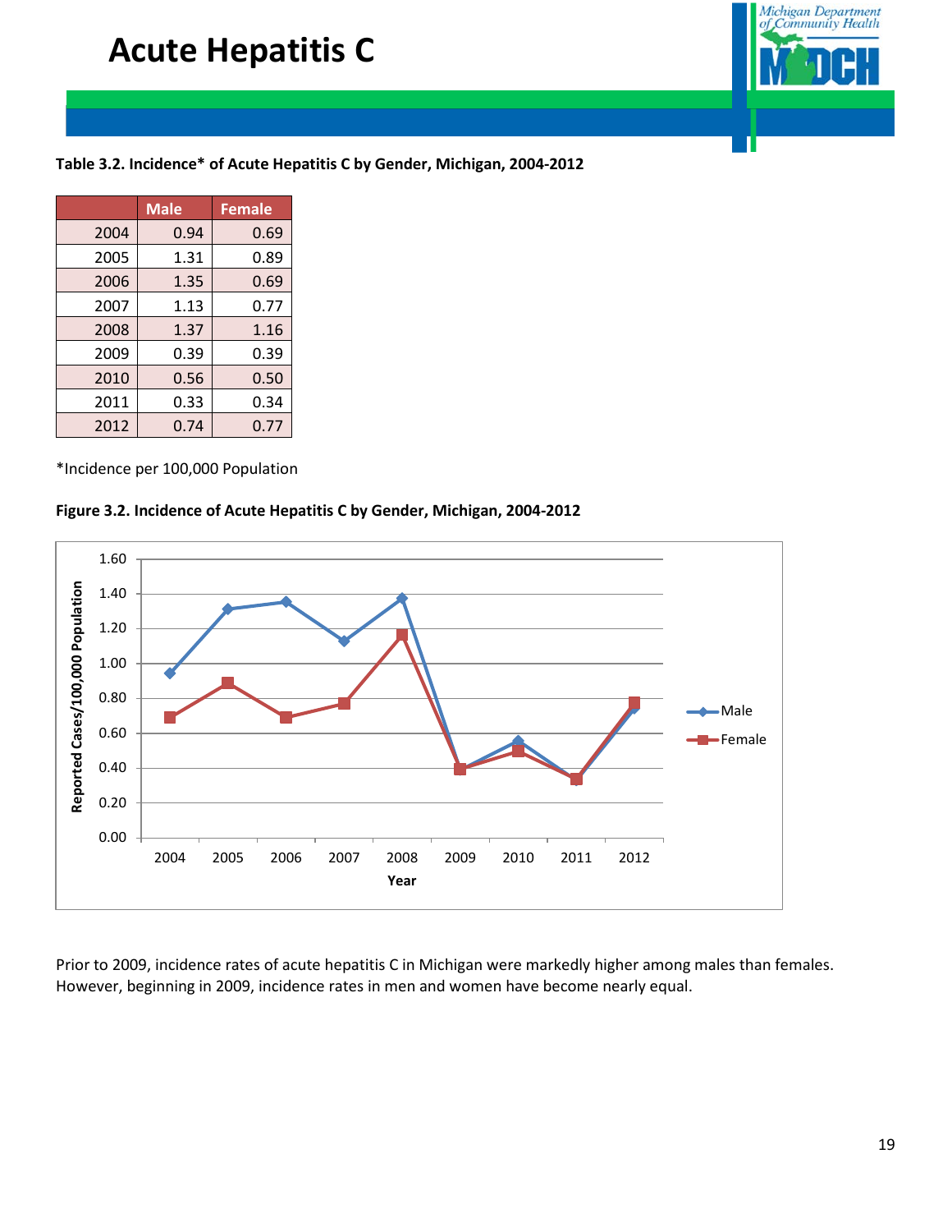# Acute Hepatitis C

**Table 3.2. Incidence* of Acute Hepatitis C by Gender, Michigan, 2004-2012**

| | Male | Female |
|---|---|---|
| 2004 | 0.94 | 0.69 |
| 2005 | 1.31 | 0.89 |
| 2006 | 1.35 | 0.69 |
| 2007 | 1.13 | 0.77 |
| 2008 | 1.37 | 1.16 |
| 2009 | 0.39 | 0.39 |
| 2010 | 0.56 | 0.50 |
| 2011 | 0.33 | 0.34 |
| 2012 | 0.74 | 0.77 |

*Incidence per 100,000 Population

**Figure 3.2. Incidence of Acute Hepatitis C by Gender, Michigan, 2004-2012**

Prior to 2009, incidence rates of acute hepatitis C in Michigan were markedly higher among males than females. However, beginning in 2009, incidence rates in men and women have become nearly equal.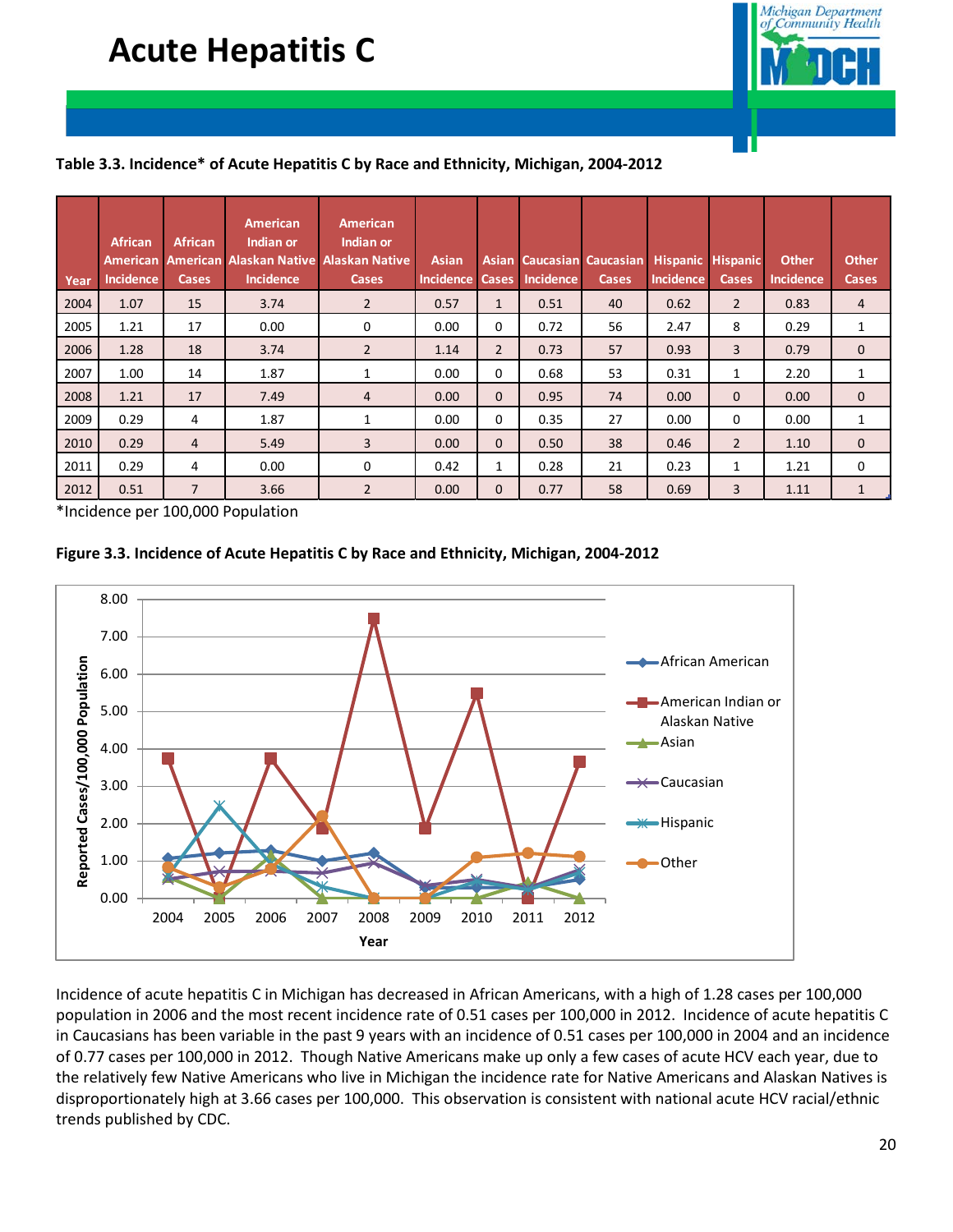# Acute Hepatitis C

**Table 3.3. Incidence* of Acute Hepatitis C by Race and Ethnicity, Michigan, 2004-2012**

| Year | African American Incidence | African American Cases | American Indian or Alaskan Native Incidence | American Indian or Alaskan Native Cases | Asian Incidence | Asian Cases | Caucasian Incidence | Caucasian Cases | Hispanic Incidence | Hispanic Cases | Other Incidence | Other Cases |
|---|---|---|---|---|---|---|---|---|---|---|---|---|
| 2004 | 1.07 | 15 | 3.74 | 2 | 0.57 | 1 | 0.51 | 40 | 0.62 | 2 | 0.83 | 4 |
| 2005 | 1.21 | 17 | 0.00 | 0 | 0.00 | 0 | 0.72 | 56 | 2.47 | 8 | 0.29 | 1 |
| 2006 | 1.28 | 18 | 3.74 | 2 | 1.14 | 2 | 0.73 | 57 | 0.93 | 3 | 0.79 | 0 |
| 2007 | 1.00 | 14 | 1.87 | 1 | 0.00 | 0 | 0.68 | 53 | 0.31 | 1 | 2.20 | 1 |
| 2008 | 1.21 | 17 | 7.49 | 4 | 0.00 | 0 | 0.95 | 74 | 0.00 | 0 | 0.00 | 0 |
| 2009 | 0.29 | 4 | 1.87 | 1 | 0.00 | 0 | 0.35 | 27 | 0.00 | 0 | 0.00 | 1 |
| 2010 | 0.29 | 4 | 5.49 | 3 | 0.00 | 0 | 0.50 | 38 | 0.46 | 2 | 1.10 | 0 |
| 2011 | 0.29 | 4 | 0.00 | 0 | 0.42 | 1 | 0.28 | 21 | 0.23 | 1 | 1.21 | 0 |
| 2012 | 0.51 | 7 | 3.66 | 2 | 0.00 | 0 | 0.77 | 58 | 0.69 | 3 | 1.11 | 1 |

*Incidence per 100,000 Population

**Figure 3.3. Incidence of Acute Hepatitis C by Race and Ethnicity, Michigan, 2004-2012**

Incidence of acute hepatitis C in Michigan has decreased in African Americans, with a high of 1.28 cases per 100,000 population in 2006 and the most recent incidence rate of 0.51 cases per 100,000 in 2012. Incidence of acute hepatitis C in Caucasians has been variable in the past 9 years with an incidence of 0.51 cases per 100,000 in 2004 and an incidence of 0.77 cases per 100,000 in 2012. Though Native Americans make up only a few cases of acute HCV each year, due to the relatively few Native Americans who live in Michigan the incidence rate for Native Americans and Alaskan Natives is disproportionately high at 3.66 cases per 100,000. This observation is consistent with national acute HCV racial/ethnic trends published by CDC.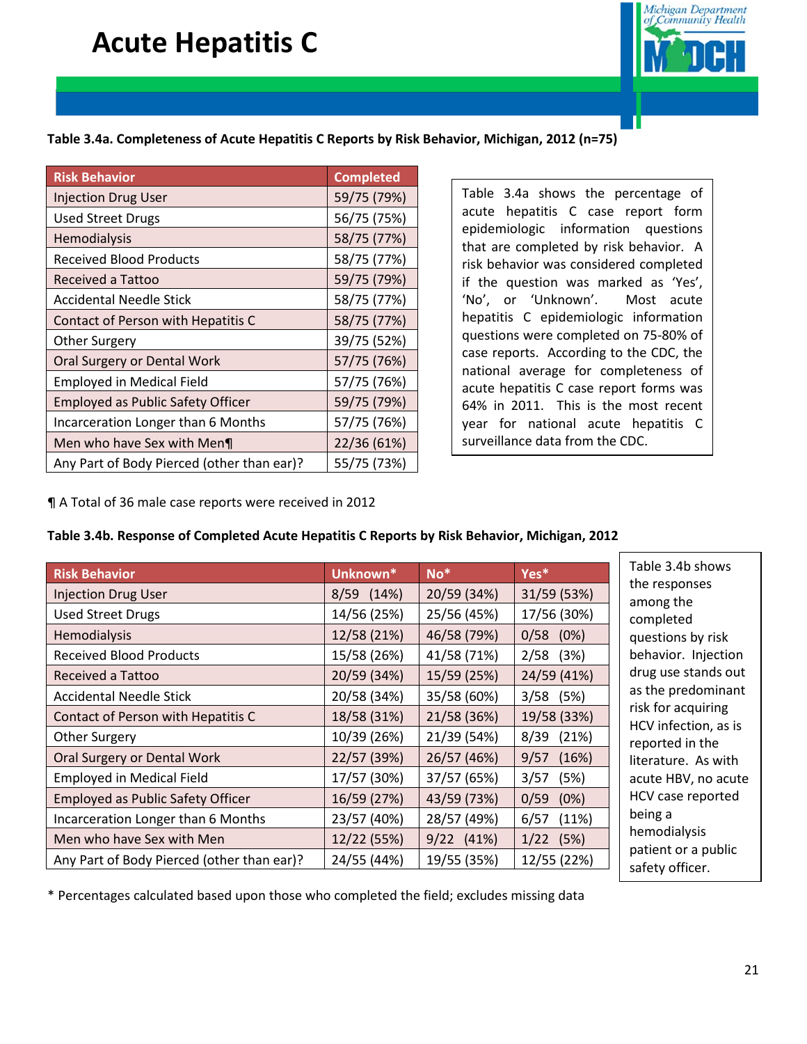# Acute Hepatitis C

**Table 3.4a. Completeness of Acute Hepatitis C Reports by Risk Behavior, Michigan, 2012 (n=75)**

| Risk Behavior | Completed |
|---|---|
| Injection Drug User | 59/75 (79%) |
| Used Street Drugs | 56/75 (75%) |
| Hemodialysis | 58/75 (77%) |
| Received Blood Products | 58/75 (77%) |
| Received a Tattoo | 59/75 (79%) |
| Accidental Needle Stick | 58/75 (77%) |
| Contact of Person with Hepatitis C | 58/75 (77%) |
| Other Surgery | 39/75 (52%) |
| Oral Surgery or Dental Work | 57/75 (76%) |
| Employed in Medical Field | 57/75 (76%) |
| Employed as Public Safety Officer | 59/75 (79%) |
| Incarceration Longer than 6 Months | 57/75 (76%) |
| Men who have Sex with Men¶ | 22/36 (61%) |
| Any Part of Body Pierced (other than ear)? | 55/75 (73%) |

Table 3.4a shows the percentage of acute hepatitis C case report form epidemiologic information questions that are completed by risk behavior. A risk behavior was considered completed if the question was marked as 'Yes', 'No', or 'Unknown'. Most acute hepatitis C epidemiologic information questions were completed on 75-80% of case reports. According to the CDC, the national average for completeness of acute hepatitis C case report forms was 64% in 2011. This is the most recent year for national acute hepatitis C surveillance data from the CDC.

¶ A Total of 36 male case reports were received in 2012

**Table 3.4b. Response of Completed Acute Hepatitis C Reports by Risk Behavior, Michigan, 2012**

| Risk Behavior | Unknown* | No* | Yes* |
|---|---|---|---|
| Injection Drug User | 8/59 (14%) | 20/59 (34%) | 31/59 (53%) |
| Used Street Drugs | 14/56 (25%) | 25/56 (45%) | 17/56 (30%) |
| Hemodialysis | 12/58 (21%) | 46/58 (79%) | 0/58 (0%) |
| Received Blood Products | 15/58 (26%) | 41/58 (71%) | 2/58 (3%) |
| Received a Tattoo | 20/59 (34%) | 15/59 (25%) | 24/59 (41%) |
| Accidental Needle Stick | 20/58 (34%) | 35/58 (60%) | 3/58 (5%) |
| Contact of Person with Hepatitis C | 18/58 (31%) | 21/58 (36%) | 19/58 (33%) |
| Other Surgery | 10/39 (26%) | 21/39 (54%) | 8/39 (21%) |
| Oral Surgery or Dental Work | 22/57 (39%) | 26/57 (46%) | 9/57 (16%) |
| Employed in Medical Field | 17/57 (30%) | 37/57 (65%) | 3/57 (5%) |
| Employed as Public Safety Officer | 16/59 (27%) | 43/59 (73%) | 0/59 (0%) |
| Incarceration Longer than 6 Months | 23/57 (40%) | 28/57 (49%) | 6/57 (11%) |
| Men who have Sex with Men | 12/22 (55%) | 9/22 (41%) | 1/22 (5%) |
| Any Part of Body Pierced (other than ear)? | 24/55 (44%) | 19/55 (35%) | 12/55 (22%) |

Table 3.4b shows the responses among the completed questions by risk behavior. Injection drug use stands out as the predominant risk for acquiring HCV infection, as is reported in the literature. As with acute HBV, no acute HCV case reported being a hemodialysis patient or a public safety officer.

\* Percentages calculated based upon those who completed the field; excludes missing data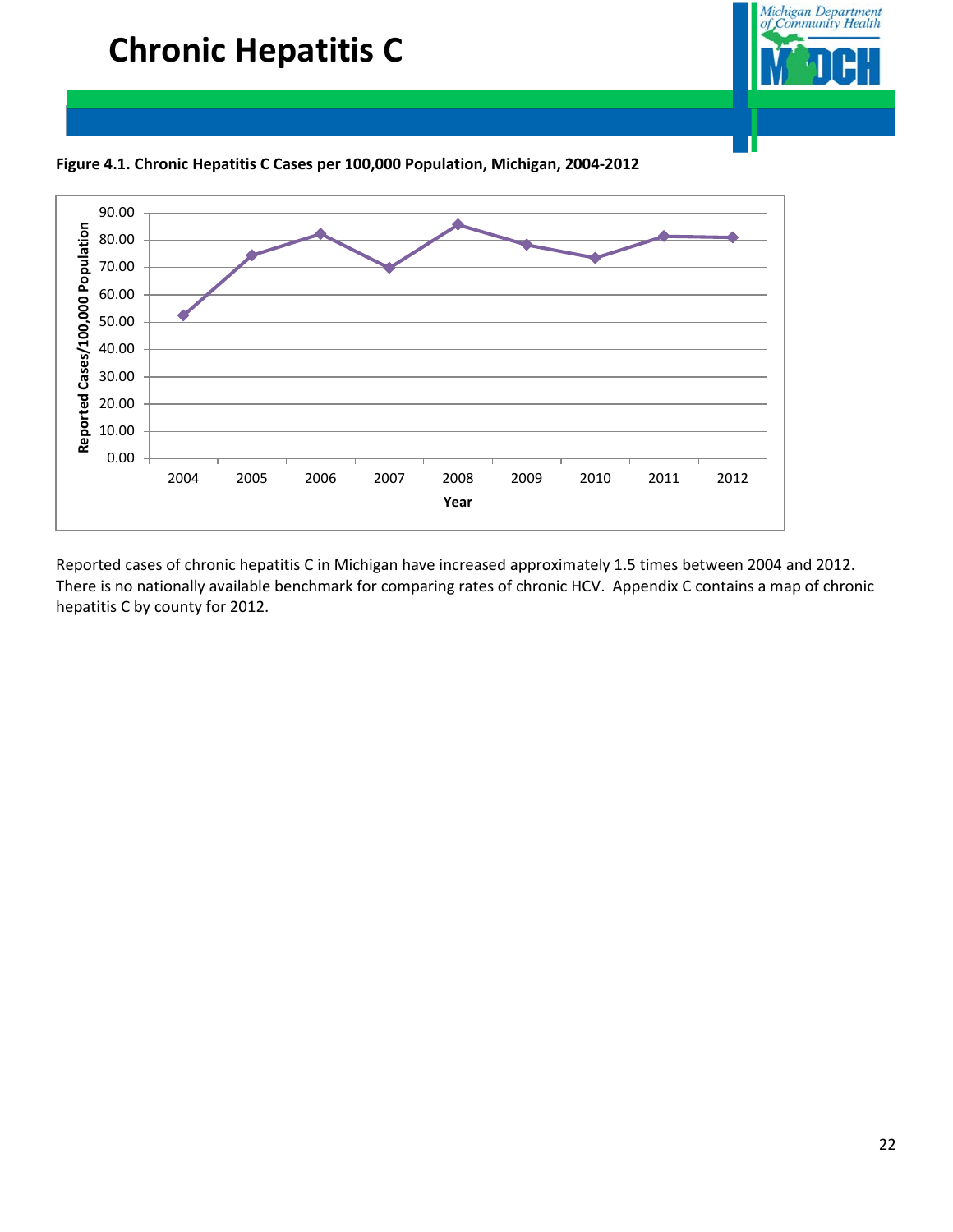# Chronic Hepatitis C

**Figure 4.1. Chronic Hepatitis C Cases per 100,000 Population, Michigan, 2004-2012**

Reported cases of chronic hepatitis C in Michigan have increased approximately 1.5 times between 2004 and 2012. There is no nationally available benchmark for comparing rates of chronic HCV. Appendix C contains a map of chronic hepatitis C by county for 2012.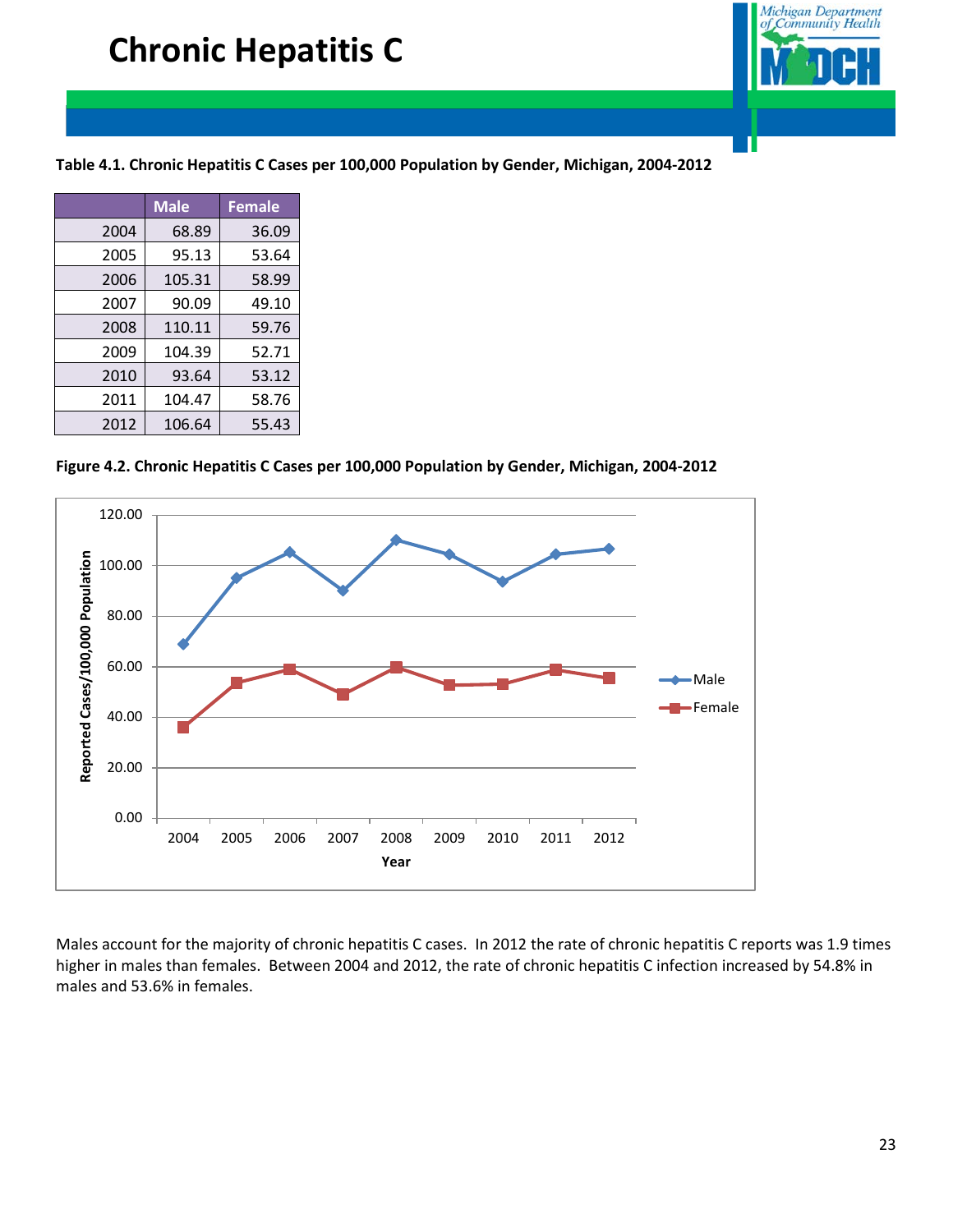# Chronic Hepatitis C

**Table 4.1. Chronic Hepatitis C Cases per 100,000 Population by Gender, Michigan, 2004-2012**

| | Male | Female |
|---|---|---|
| 2004 | 68.89 | 36.09 |
| 2005 | 95.13 | 53.64 |
| 2006 | 105.31 | 58.99 |
| 2007 | 90.09 | 49.10 |
| 2008 | 110.11 | 59.76 |
| 2009 | 104.39 | 52.71 |
| 2010 | 93.64 | 53.12 |
| 2011 | 104.47 | 58.76 |
| 2012 | 106.64 | 55.43 |

**Figure 4.2. Chronic Hepatitis C Cases per 100,000 Population by Gender, Michigan, 2004-2012**

Males account for the majority of chronic hepatitis C cases. In 2012 the rate of chronic hepatitis C reports was 1.9 times higher in males than females. Between 2004 and 2012, the rate of chronic hepatitis C infection increased by 54.8% in males and 53.6% in females.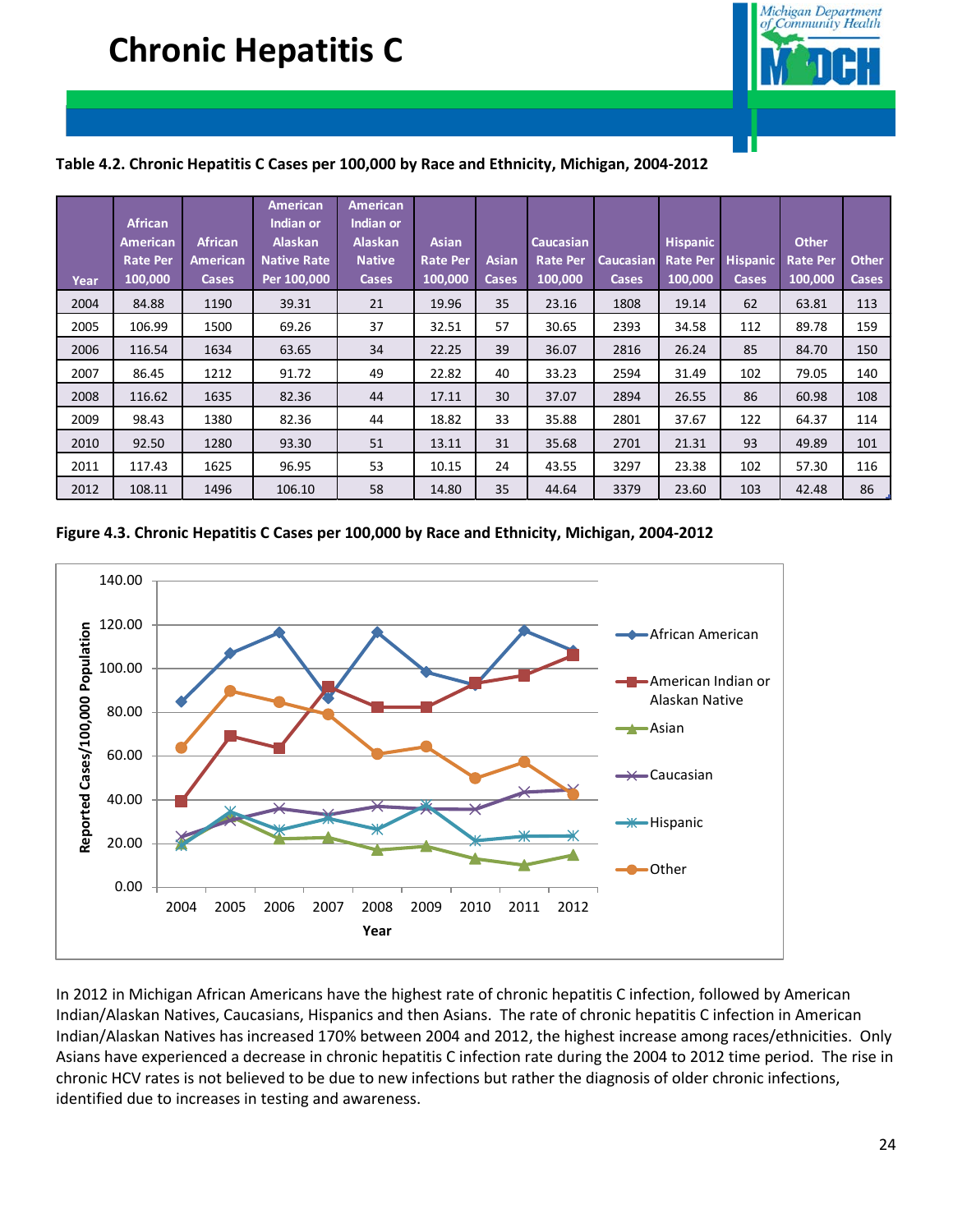# Chronic Hepatitis C

**Table 4.2. Chronic Hepatitis C Cases per 100,000 by Race and Ethnicity, Michigan, 2004-2012**

| Year | African American Rate Per 100,000 | African American Cases | American Indian or Alaskan Native Rate Per 100,000 | American Indian or Alaskan Native Cases | Asian Rate Per 100,000 | Asian Cases | Caucasian Rate Per 100,000 | Caucasian Cases | Hispanic Rate Per 100,000 | Hispanic Cases | Other Rate Per 100,000 | Other Cases |
|---|---|---|---|---|---|---|---|---|---|---|---|---|
| 2004 | 84.88 | 1190 | 39.31 | 21 | 19.96 | 35 | 23.16 | 1808 | 19.14 | 62 | 63.81 | 113 |
| 2005 | 106.99 | 1500 | 69.26 | 37 | 32.51 | 57 | 30.65 | 2393 | 34.58 | 112 | 89.78 | 159 |
| 2006 | 116.54 | 1634 | 63.65 | 34 | 22.25 | 39 | 36.07 | 2816 | 26.24 | 85 | 84.70 | 150 |
| 2007 | 86.45 | 1212 | 91.72 | 49 | 22.82 | 40 | 33.23 | 2594 | 31.49 | 102 | 79.05 | 140 |
| 2008 | 116.62 | 1635 | 82.36 | 44 | 17.11 | 30 | 37.07 | 2894 | 26.55 | 86 | 60.98 | 108 |
| 2009 | 98.43 | 1380 | 82.36 | 44 | 18.82 | 33 | 35.88 | 2801 | 37.67 | 122 | 64.37 | 114 |
| 2010 | 92.50 | 1280 | 93.30 | 51 | 13.11 | 31 | 35.68 | 2701 | 21.31 | 93 | 49.89 | 101 |
| 2011 | 117.43 | 1625 | 96.95 | 53 | 10.15 | 24 | 43.55 | 3297 | 23.38 | 102 | 57.30 | 116 |
| 2012 | 108.11 | 1496 | 106.10 | 58 | 14.80 | 35 | 44.64 | 3379 | 23.60 | 103 | 42.48 | 86 |

**Figure 4.3. Chronic Hepatitis C Cases per 100,000 by Race and Ethnicity, Michigan, 2004-2012**

In 2012 in Michigan African Americans have the highest rate of chronic hepatitis C infection, followed by American Indian/Alaskan Natives, Caucasians, Hispanics and then Asians. The rate of chronic hepatitis C infection in American Indian/Alaskan Natives has increased 170% between 2004 and 2012, the highest increase among races/ethnicities. Only Asians have experienced a decrease in chronic hepatitis C infection rate during the 2004 to 2012 time period. The rise in chronic HCV rates is not believed to be due to new infections but rather the diagnosis of older chronic infections, identified due to increases in testing and awareness.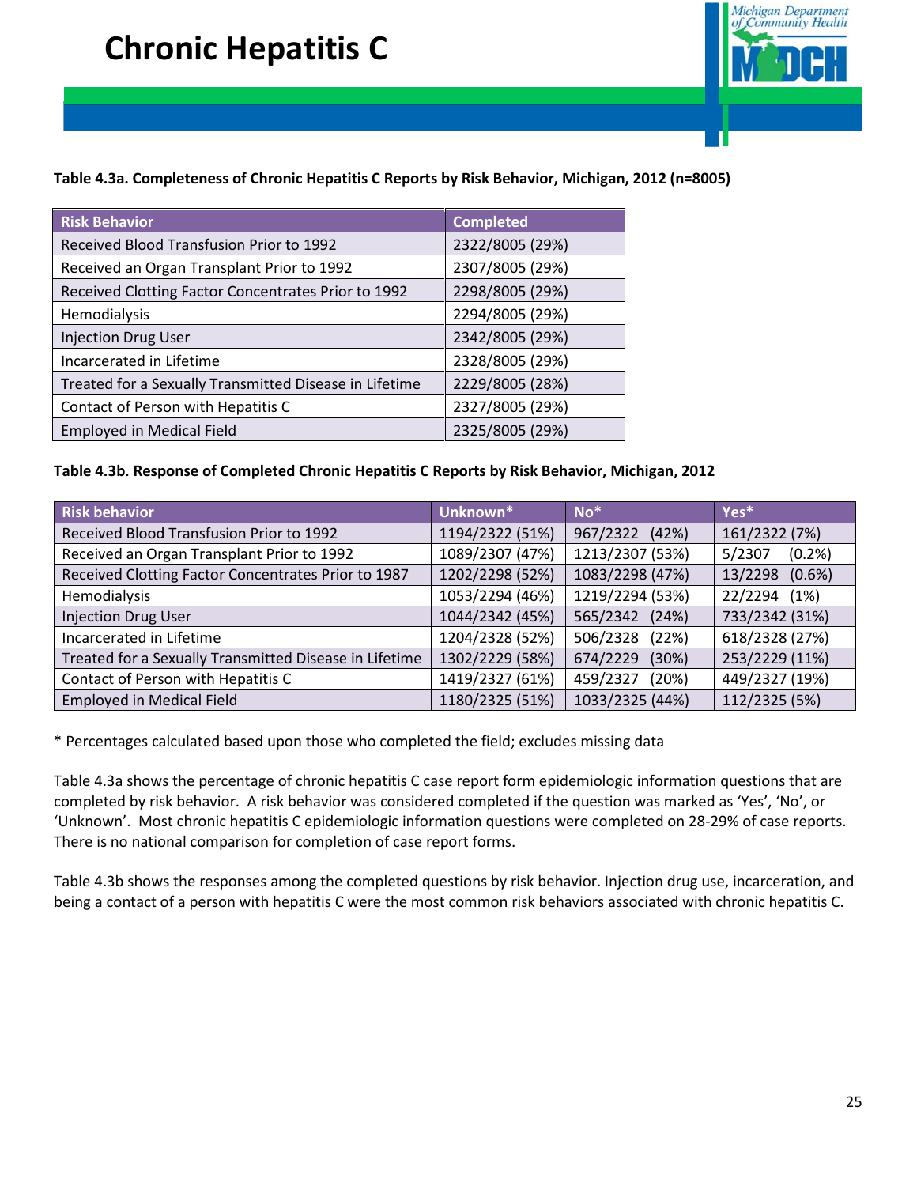# Chronic Hepatitis C

**Table 4.3a. Completeness of Chronic Hepatitis C Reports by Risk Behavior, Michigan, 2012 (n=8005)**

| Risk Behavior | Completed |
|---|---|
| Received Blood Transfusion Prior to 1992 | 2322/8005 (29%) |
| Received an Organ Transplant Prior to 1992 | 2307/8005 (29%) |
| Received Clotting Factor Concentrates Prior to 1992 | 2298/8005 (29%) |
| Hemodialysis | 2294/8005 (29%) |
| Injection Drug User | 2342/8005 (29%) |
| Incarcerated in Lifetime | 2328/8005 (29%) |
| Treated for a Sexually Transmitted Disease in Lifetime | 2229/8005 (28%) |
| Contact of Person with Hepatitis C | 2327/8005 (29%) |
| Employed in Medical Field | 2325/8005 (29%) |

**Table 4.3b. Response of Completed Chronic Hepatitis C Reports by Risk Behavior, Michigan, 2012**

| Risk behavior | Unknown* | No* | Yes* |
|---|---|---|---|
| Received Blood Transfusion Prior to 1992 | 1194/2322 (51%) | 967/2322 (42%) | 161/2322 (7%) |
| Received an Organ Transplant Prior to 1992 | 1089/2307 (47%) | 1213/2307 (53%) | 5/2307 (0.2%) |
| Received Clotting Factor Concentrates Prior to 1987 | 1202/2298 (52%) | 1083/2298 (47%) | 13/2298 (0.6%) |
| Hemodialysis | 1053/2294 (46%) | 1219/2294 (53%) | 22/2294 (1%) |
| Injection Drug User | 1044/2342 (45%) | 565/2342 (24%) | 733/2342 (31%) |
| Incarcerated in Lifetime | 1204/2328 (52%) | 506/2328 (22%) | 618/2328 (27%) |
| Treated for a Sexually Transmitted Disease in Lifetime | 1302/2229 (58%) | 674/2229 (30%) | 253/2229 (11%) |
| Contact of Person with Hepatitis C | 1419/2327 (61%) | 459/2327 (20%) | 449/2327 (19%) |
| Employed in Medical Field | 1180/2325 (51%) | 1033/2325 (44%) | 112/2325 (5%) |

* Percentages calculated based upon those who completed the field; excludes missing data

Table 4.3a shows the percentage of chronic hepatitis C case report form epidemiologic information questions that are completed by risk behavior. A risk behavior was considered completed if the question was marked as 'Yes', 'No', or 'Unknown'. Most chronic hepatitis C epidemiologic information questions were completed on 28-29% of case reports. There is no national comparison for completion of case report forms.

Table 4.3b shows the responses among the completed questions by risk behavior. Injection drug use, incarceration, and being a contact of a person with hepatitis C were the most common risk behaviors associated with chronic hepatitis C.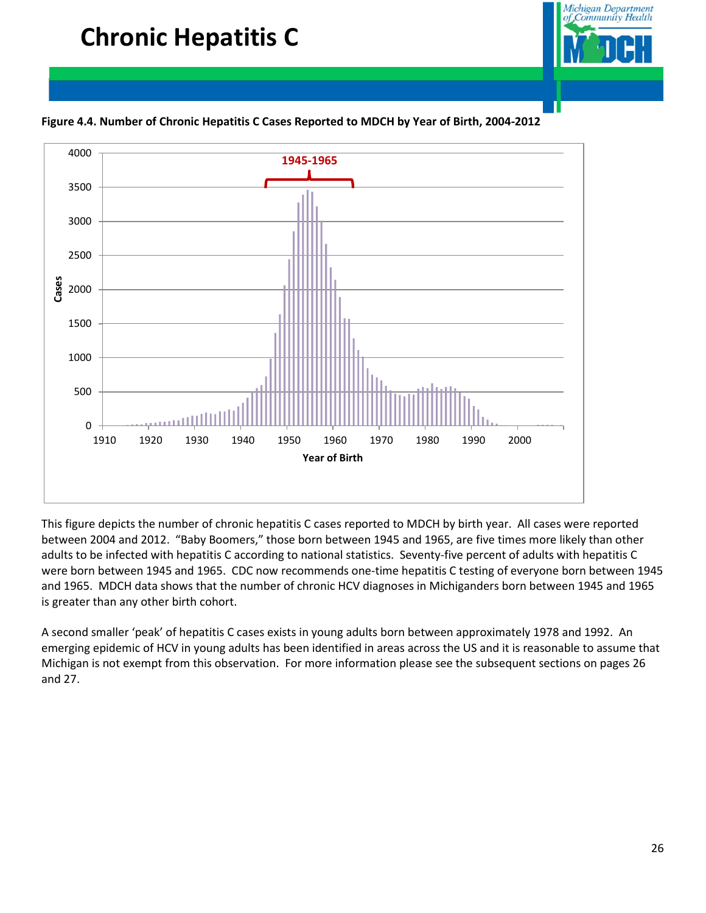# Chronic Hepatitis C

**Figure 4.4. Number of Chronic Hepatitis C Cases Reported to MDCH by Year of Birth, 2004-2012**

This figure depicts the number of chronic hepatitis C cases reported to MDCH by birth year. All cases were reported between 2004 and 2012. "Baby Boomers," those born between 1945 and 1965, are five times more likely than other adults to be infected with hepatitis C according to national statistics. Seventy-five percent of adults with hepatitis C were born between 1945 and 1965. CDC now recommends one-time hepatitis C testing of everyone born between 1945 and 1965. MDCH data shows that the number of chronic HCV diagnoses in Michiganders born between 1945 and 1965 is greater than any other birth cohort.

A second smaller 'peak' of hepatitis C cases exists in young adults born between approximately 1978 and 1992. An emerging epidemic of HCV in young adults has been identified in areas across the US and it is reasonable to assume that Michigan is not exempt from this observation. For more information please see the subsequent sections on pages 26 and 27.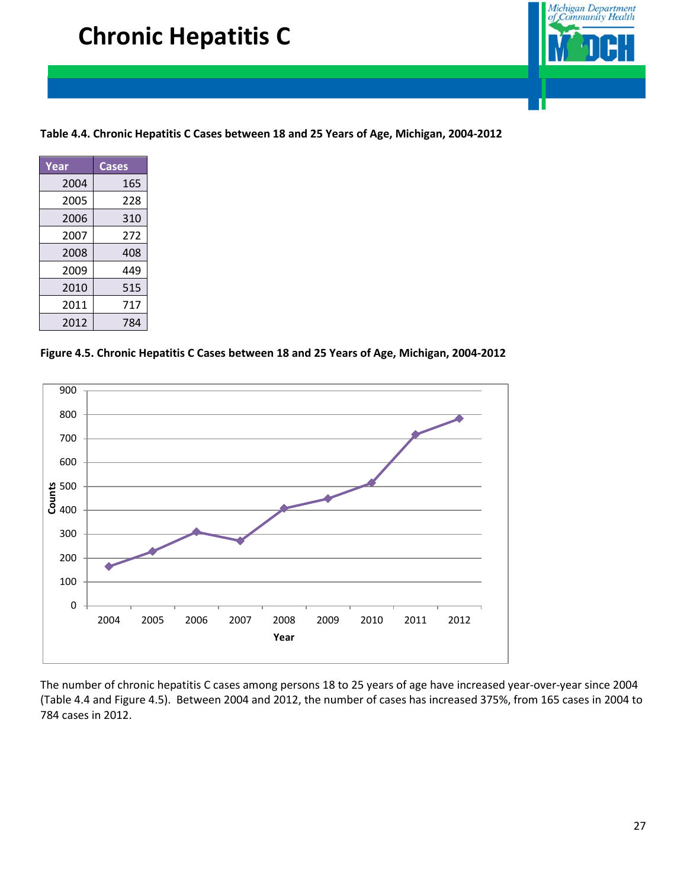# Chronic Hepatitis C

**Table 4.4. Chronic Hepatitis C Cases between 18 and 25 Years of Age, Michigan, 2004-2012**

| Year | Cases |
|---|---|
| 2004 | 165 |
| 2005 | 228 |
| 2006 | 310 |
| 2007 | 272 |
| 2008 | 408 |
| 2009 | 449 |
| 2010 | 515 |
| 2011 | 717 |
| 2012 | 784 |

**Figure 4.5. Chronic Hepatitis C Cases between 18 and 25 Years of Age, Michigan, 2004-2012**

The number of chronic hepatitis C cases among persons 18 to 25 years of age have increased year-over-year since 2004 (Table 4.4 and Figure 4.5). Between 2004 and 2012, the number of cases has increased 375%, from 165 cases in 2004 to 784 cases in 2012.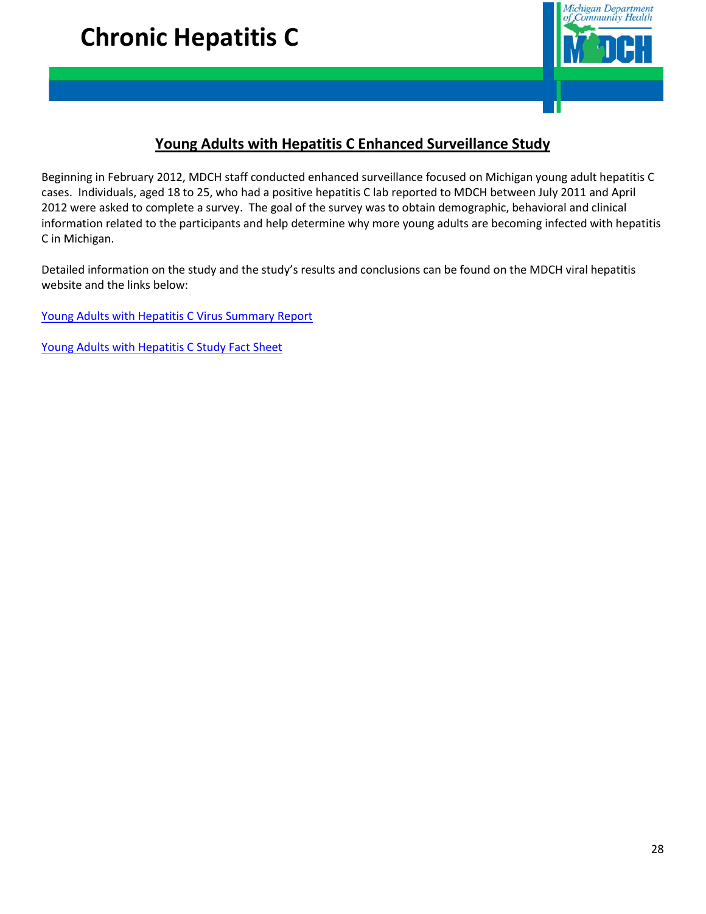# Chronic Hepatitis C

## Young Adults with Hepatitis C Enhanced Surveillance Study

Beginning in February 2012, MDCH staff conducted enhanced surveillance focused on Michigan young adult hepatitis C cases. Individuals, aged 18 to 25, who had a positive hepatitis C lab reported to MDCH between July 2011 and April 2012 were asked to complete a survey. The goal of the survey was to obtain demographic, behavioral and clinical information related to the participants and help determine why more young adults are becoming infected with hepatitis C in Michigan.

Detailed information on the study and the study's results and conclusions can be found on the MDCH viral hepatitis website and the links below:

Young Adults with Hepatitis C Virus Summary Report

Young Adults with Hepatitis C Study Fact Sheet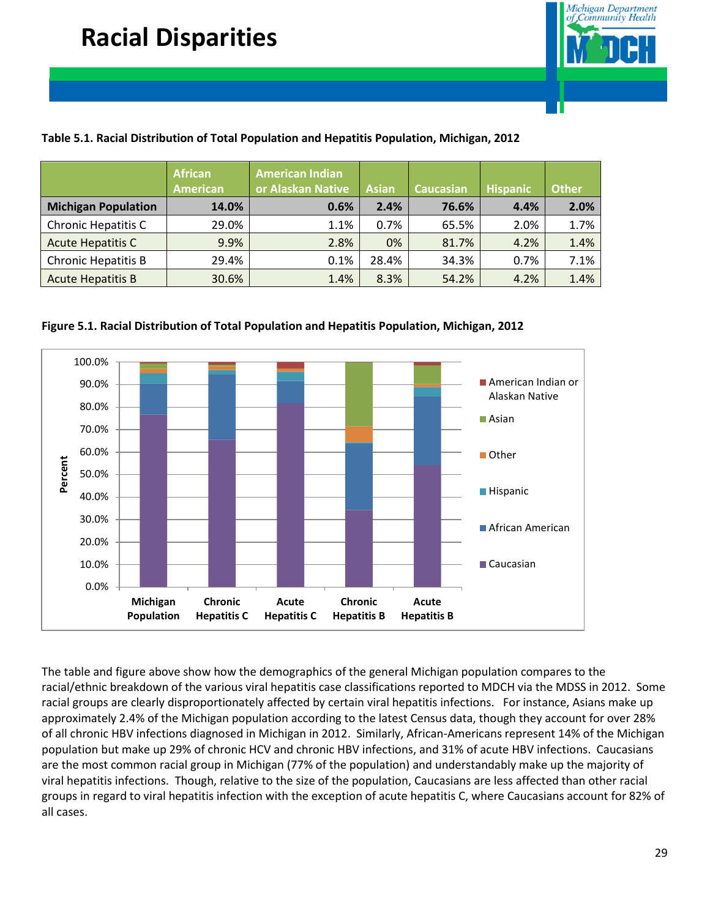# Racial Disparities

**Table 5.1. Racial Distribution of Total Population and Hepatitis Population, Michigan, 2012**

| | African American | American Indian or Alaskan Native | Asian | Caucasian | Hispanic | Other |
|---|---|---|---|---|---|---|
| **Michigan Population** | **14.0%** | **0.6%** | **2.4%** | **76.6%** | **4.4%** | **2.0%** |
| Chronic Hepatitis C | 29.0% | 1.1% | 0.7% | 65.5% | 2.0% | 1.7% |
| Acute Hepatitis C | 9.9% | 2.8% | 0% | 81.7% | 4.2% | 1.4% |
| Chronic Hepatitis B | 29.4% | 0.1% | 28.4% | 34.3% | 0.7% | 7.1% |
| Acute Hepatitis B | 30.6% | 1.4% | 8.3% | 54.2% | 4.2% | 1.4% |

**Figure 5.1. Racial Distribution of Total Population and Hepatitis Population, Michigan, 2012**

The table and figure above show how the demographics of the general Michigan population compares to the racial/ethnic breakdown of the various viral hepatitis case classifications reported to MDCH via the MDSS in 2012. Some racial groups are clearly disproportionately affected by certain viral hepatitis infections. For instance, Asians make up approximately 2.4% of the Michigan population according to the latest Census data, though they account for over 28% of all chronic HBV infections diagnosed in Michigan in 2012. Similarly, African-Americans represent 14% of the Michigan population but make up 29% of chronic HCV and chronic HBV infections, and 31% of acute HBV infections. Caucasians are the most common racial group in Michigan (77% of the population) and understandably make up the majority of viral hepatitis infections. Though, relative to the size of the population, Caucasians are less affected than other racial groups in regard to viral hepatitis infection with the exception of acute hepatitis C, where Caucasians account for 82% of all cases.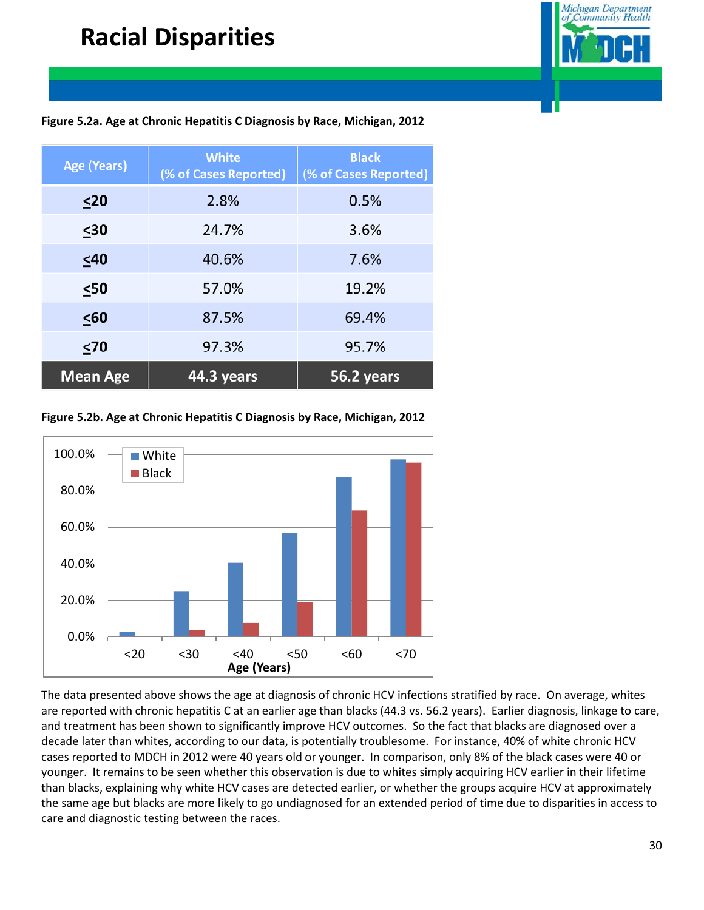# Racial Disparities

**Figure 5.2a. Age at Chronic Hepatitis C Diagnosis by Race, Michigan, 2012**

| Age (Years) | White (% of Cases Reported) | Black (% of Cases Reported) |
|---|---|---|
| ≤20 | 2.8% | 0.5% |
| ≤30 | 24.7% | 3.6% |
| ≤40 | 40.6% | 7.6% |
| ≤50 | 57.0% | 19.2% |
| ≤60 | 87.5% | 69.4% |
| ≤70 | 97.3% | 95.7% |
| **Mean Age** | **44.3 years** | **56.2 years** |

**Figure 5.2b. Age at Chronic Hepatitis C Diagnosis by Race, Michigan, 2012**

The data presented above shows the age at diagnosis of chronic HCV infections stratified by race. On average, whites are reported with chronic hepatitis C at an earlier age than blacks (44.3 vs. 56.2 years). Earlier diagnosis, linkage to care, and treatment has been shown to significantly improve HCV outcomes. So the fact that blacks are diagnosed over a decade later than whites, according to our data, is potentially troublesome. For instance, 40% of white chronic HCV cases reported to MDCH in 2012 were 40 years old or younger. In comparison, only 8% of the black cases were 40 or younger. It remains to be seen whether this observation is due to whites simply acquiring HCV earlier in their lifetime than blacks, explaining why white HCV cases are detected earlier, or whether the groups acquire HCV at approximately the same age but blacks are more likely to go undiagnosed for an extended period of time due to disparities in access to care and diagnostic testing between the races.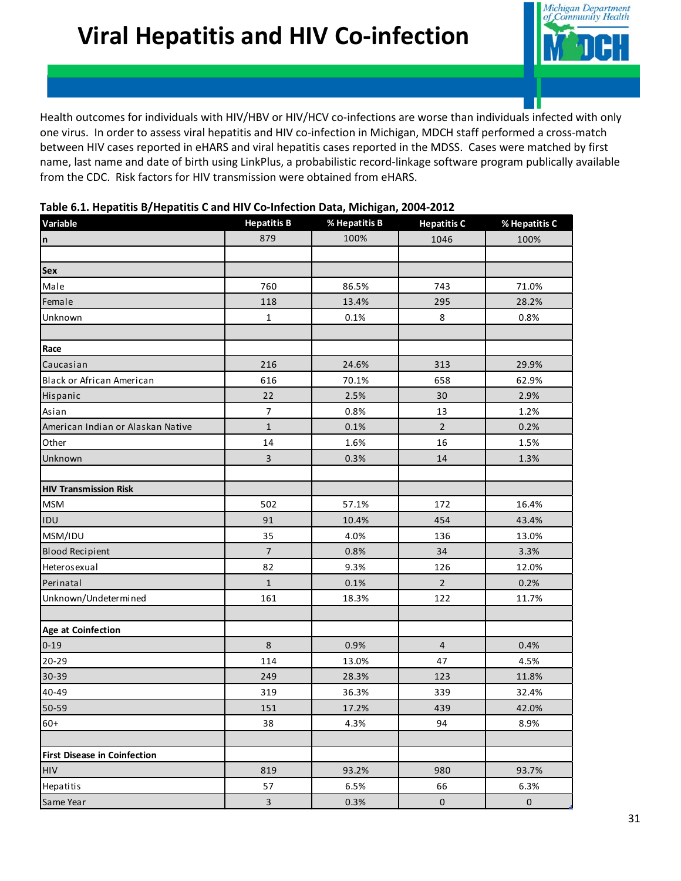# Viral Hepatitis and HIV Co-infection

Health outcomes for individuals with HIV/HBV or HIV/HCV co-infections are worse than individuals infected with only one virus. In order to assess viral hepatitis and HIV co-infection in Michigan, MDCH staff performed a cross-match between HIV cases reported in eHARS and viral hepatitis cases reported in the MDSS. Cases were matched by first name, last name and date of birth using LinkPlus, a probabilistic record-linkage software program publically available from the CDC. Risk factors for HIV transmission were obtained from eHARS.

**Table 6.1. Hepatitis B/Hepatitis C and HIV Co-Infection Data, Michigan, 2004-2012**

| Variable | Hepatitis B | % Hepatitis B | Hepatitis C | % Hepatitis C |
|---|---|---|---|---|
| **n** | 879 | 100% | 1046 | 100% |
| | | | | |
| **Sex** | | | | |
| Male | 760 | 86.5% | 743 | 71.0% |
| Female | 118 | 13.4% | 295 | 28.2% |
| Unknown | 1 | 0.1% | 8 | 0.8% |
| | | | | |
| **Race** | | | | |
| Caucasian | 216 | 24.6% | 313 | 29.9% |
| Black or African American | 616 | 70.1% | 658 | 62.9% |
| Hispanic | 22 | 2.5% | 30 | 2.9% |
| Asian | 7 | 0.8% | 13 | 1.2% |
| American Indian or Alaskan Native | 1 | 0.1% | 2 | 0.2% |
| Other | 14 | 1.6% | 16 | 1.5% |
| Unknown | 3 | 0.3% | 14 | 1.3% |
| | | | | |
| **HIV Transmission Risk** | | | | |
| MSM | 502 | 57.1% | 172 | 16.4% |
| IDU | 91 | 10.4% | 454 | 43.4% |
| MSM/IDU | 35 | 4.0% | 136 | 13.0% |
| Blood Recipient | 7 | 0.8% | 34 | 3.3% |
| Heterosexual | 82 | 9.3% | 126 | 12.0% |
| Perinatal | 1 | 0.1% | 2 | 0.2% |
| Unknown/Undetermined | 161 | 18.3% | 122 | 11.7% |
| | | | | |
| **Age at Coinfection** | | | | |
| 0-19 | 8 | 0.9% | 4 | 0.4% |
| 20-29 | 114 | 13.0% | 47 | 4.5% |
| 30-39 | 249 | 28.3% | 123 | 11.8% |
| 40-49 | 319 | 36.3% | 339 | 32.4% |
| 50-59 | 151 | 17.2% | 439 | 42.0% |
| 60+ | 38 | 4.3% | 94 | 8.9% |
| | | | | |
| **First Disease in Coinfection** | | | | |
| HIV | 819 | 93.2% | 980 | 93.7% |
| Hepatitis | 57 | 6.5% | 66 | 6.3% |
| Same Year | 3 | 0.3% | 0 | 0 |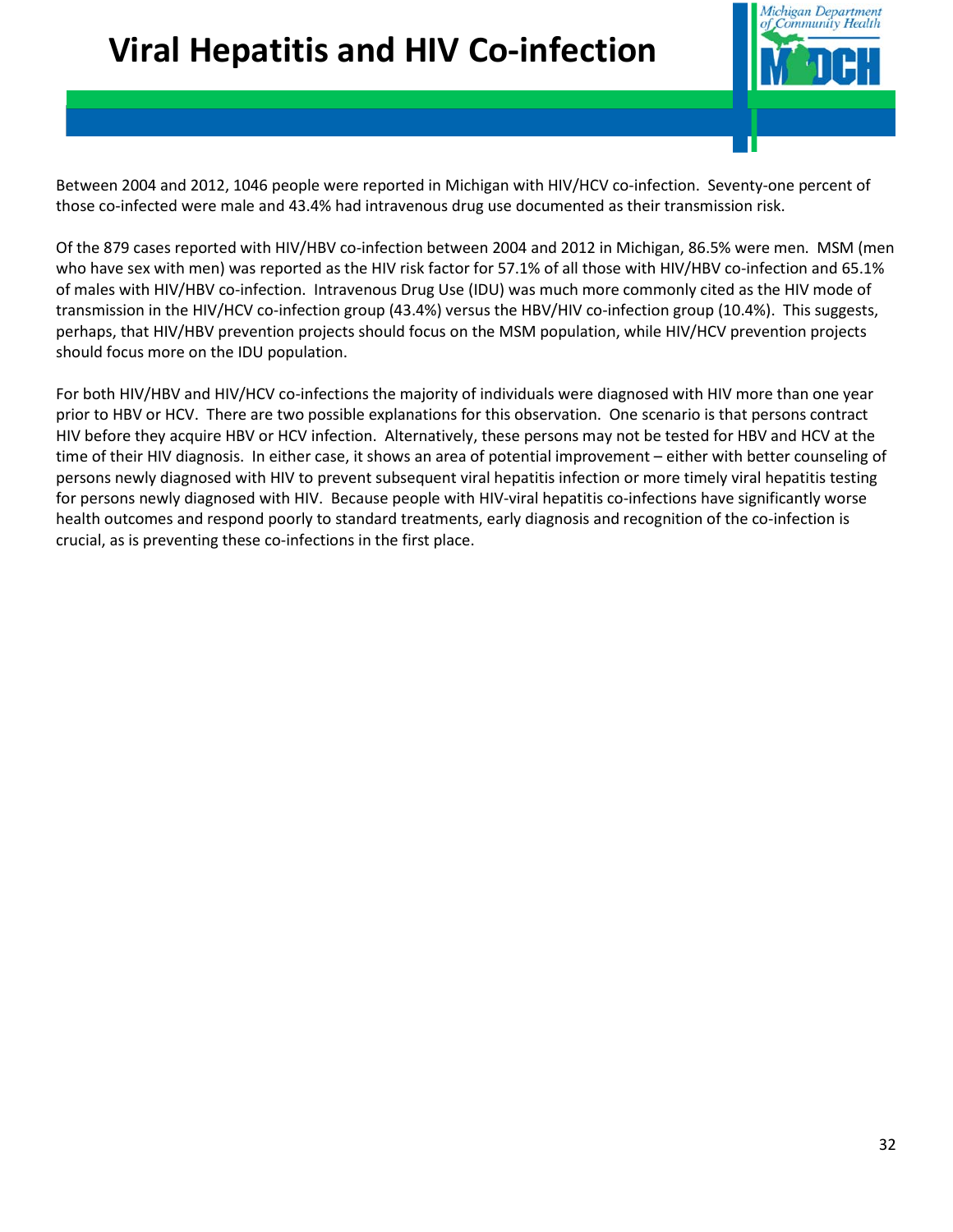# Viral Hepatitis and HIV Co-infection

Between 2004 and 2012, 1046 people were reported in Michigan with HIV/HCV co-infection. Seventy-one percent of those co-infected were male and 43.4% had intravenous drug use documented as their transmission risk.

Of the 879 cases reported with HIV/HBV co-infection between 2004 and 2012 in Michigan, 86.5% were men. MSM (men who have sex with men) was reported as the HIV risk factor for 57.1% of all those with HIV/HBV co-infection and 65.1% of males with HIV/HBV co-infection. Intravenous Drug Use (IDU) was much more commonly cited as the HIV mode of transmission in the HIV/HCV co-infection group (43.4%) versus the HBV/HIV co-infection group (10.4%). This suggests, perhaps, that HIV/HBV prevention projects should focus on the MSM population, while HIV/HCV prevention projects should focus more on the IDU population.

For both HIV/HBV and HIV/HCV co-infections the majority of individuals were diagnosed with HIV more than one year prior to HBV or HCV. There are two possible explanations for this observation. One scenario is that persons contract HIV before they acquire HBV or HCV infection. Alternatively, these persons may not be tested for HBV and HCV at the time of their HIV diagnosis. In either case, it shows an area of potential improvement – either with better counseling of persons newly diagnosed with HIV to prevent subsequent viral hepatitis infection or more timely viral hepatitis testing for persons newly diagnosed with HIV. Because people with HIV-viral hepatitis co-infections have significantly worse health outcomes and respond poorly to standard treatments, early diagnosis and recognition of the co-infection is crucial, as is preventing these co-infections in the first place.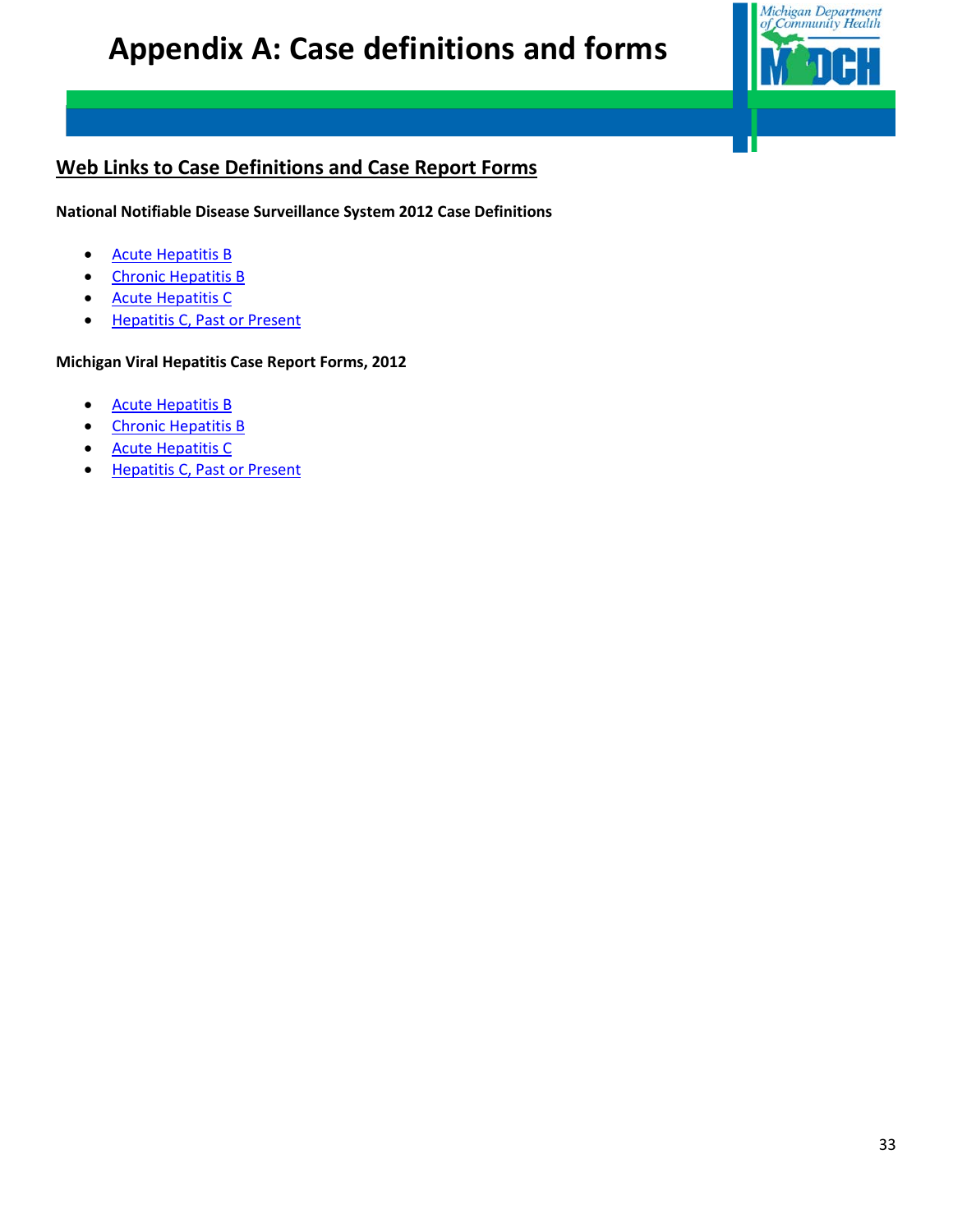# Appendix A: Case definitions and forms

## Web Links to Case Definitions and Case Report Forms

**National Notifiable Disease Surveillance System 2012 Case Definitions**

- Acute Hepatitis B
- Chronic Hepatitis B
- Acute Hepatitis C
- Hepatitis C, Past or Present

**Michigan Viral Hepatitis Case Report Forms, 2012**

- Acute Hepatitis B
- Chronic Hepatitis B
- Acute Hepatitis C
- Hepatitis C, Past or Present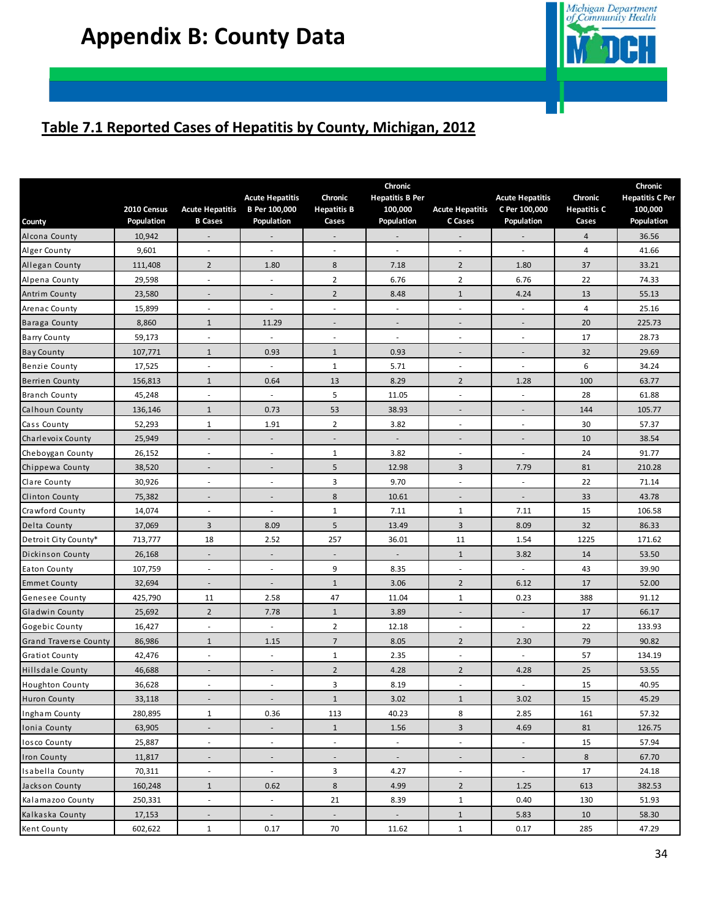# Appendix B: County Data

## Table 7.1 Reported Cases of Hepatitis by County, Michigan, 2012

| County | 2010 Census Population | Acute Hepatitis B Cases | Acute Hepatitis B Per 100,000 Population | Chronic Hepatitis B Cases | Chronic Hepatitis B Per 100,000 Population | Acute Hepatitis C Cases | Acute Hepatitis C Per 100,000 Population | Chronic Hepatitis C Cases | Chronic Hepatitis C Per 100,000 Population |
|---|---|---|---|---|---|---|---|---|---|
| Alcona County | 10,942 | - | - | - | - | - | - | 4 | 36.56 |
| Alger County | 9,601 | - | - | - | - | - | - | 4 | 41.66 |
| Allegan County | 111,408 | 2 | 1.80 | 8 | 7.18 | 2 | 1.80 | 37 | 33.21 |
| Alpena County | 29,598 | - | - | 2 | 6.76 | 2 | 6.76 | 22 | 74.33 |
| Antrim County | 23,580 | - | - | 2 | 8.48 | 1 | 4.24 | 13 | 55.13 |
| Arenac County | 15,899 | - | - | - | - | - | - | 4 | 25.16 |
| Baraga County | 8,860 | 1 | 11.29 | - | - | - | - | 20 | 225.73 |
| Barry County | 59,173 | - | - | - | - | - | - | 17 | 28.73 |
| Bay County | 107,771 | 1 | 0.93 | 1 | 0.93 | - | - | 32 | 29.69 |
| Benzie County | 17,525 | - | - | 1 | 5.71 | - | - | 6 | 34.24 |
| Berrien County | 156,813 | 1 | 0.64 | 13 | 8.29 | 2 | 1.28 | 100 | 63.77 |
| Branch County | 45,248 | - | - | 5 | 11.05 | - | - | 28 | 61.88 |
| Calhoun County | 136,146 | 1 | 0.73 | 53 | 38.93 | - | - | 144 | 105.77 |
| Cass County | 52,293 | 1 | 1.91 | 2 | 3.82 | - | - | 30 | 57.37 |
| Charlevoix County | 25,949 | - | - | - | - | - | - | 10 | 38.54 |
| Cheboygan County | 26,152 | - | - | 1 | 3.82 | - | - | 24 | 91.77 |
| Chippewa County | 38,520 | - | - | 5 | 12.98 | 3 | 7.79 | 81 | 210.28 |
| Clare County | 30,926 | - | - | 3 | 9.70 | - | - | 22 | 71.14 |
| Clinton County | 75,382 | - | - | 8 | 10.61 | - | - | 33 | 43.78 |
| Crawford County | 14,074 | - | - | 1 | 7.11 | 1 | 7.11 | 15 | 106.58 |
| Delta County | 37,069 | 3 | 8.09 | 5 | 13.49 | 3 | 8.09 | 32 | 86.33 |
| Detroit City County* | 713,777 | 18 | 2.52 | 257 | 36.01 | 11 | 1.54 | 1225 | 171.62 |
| Dickinson County | 26,168 | - | - | - | - | 1 | 3.82 | 14 | 53.50 |
| Eaton County | 107,759 | - | - | 9 | 8.35 | - | - | 43 | 39.90 |
| Emmet County | 32,694 | - | - | 1 | 3.06 | 2 | 6.12 | 17 | 52.00 |
| Genesee County | 425,790 | 11 | 2.58 | 47 | 11.04 | 1 | 0.23 | 388 | 91.12 |
| Gladwin County | 25,692 | 2 | 7.78 | 1 | 3.89 | - | - | 17 | 66.17 |
| Gogebic County | 16,427 | - | - | 2 | 12.18 | - | - | 22 | 133.93 |
| Grand Traverse County | 86,986 | 1 | 1.15 | 7 | 8.05 | 2 | 2.30 | 79 | 90.82 |
| Gratiot County | 42,476 | - | - | 1 | 2.35 | - | - | 57 | 134.19 |
| Hillsdale County | 46,688 | - | - | 2 | 4.28 | 2 | 4.28 | 25 | 53.55 |
| Houghton County | 36,628 | - | - | 3 | 8.19 | - | - | 15 | 40.95 |
| Huron County | 33,118 | - | - | 1 | 3.02 | 1 | 3.02 | 15 | 45.29 |
| Ingham County | 280,895 | 1 | 0.36 | 113 | 40.23 | 8 | 2.85 | 161 | 57.32 |
| Ionia County | 63,905 | - | - | 1 | 1.56 | 3 | 4.69 | 81 | 126.75 |
| Iosco County | 25,887 | - | - | - | - | - | - | 15 | 57.94 |
| Iron County | 11,817 | - | - | - | - | - | - | 8 | 67.70 |
| Isabella County | 70,311 | - | - | 3 | 4.27 | - | - | 17 | 24.18 |
| Jackson County | 160,248 | 1 | 0.62 | 8 | 4.99 | 2 | 1.25 | 613 | 382.53 |
| Kalamazoo County | 250,331 | - | - | 21 | 8.39 | 1 | 0.40 | 130 | 51.93 |
| Kalkaska County | 17,153 | - | - | - | - | 1 | 5.83 | 10 | 58.30 |
| Kent County | 602,622 | 1 | 0.17 | 70 | 11.62 | 1 | 0.17 | 285 | 47.29 |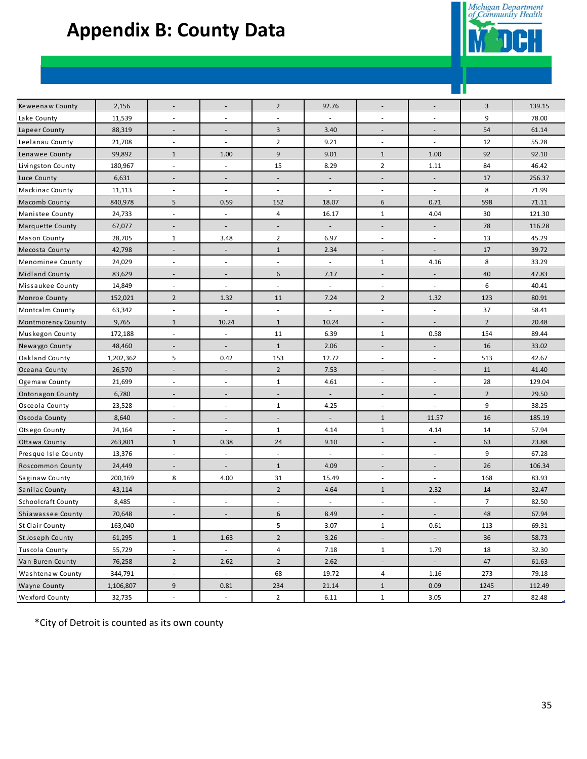# Appendix B: County Data

| | | | | | | | | | |
|---|---|---|---|---|---|---|---|---|---|
| Keweenaw County | 2,156 | - | - | 2 | 92.76 | - | - | 3 | 139.15 |
| Lake County | 11,539 | - | - | - | - | - | - | 9 | 78.00 |
| Lapeer County | 88,319 | - | - | 3 | 3.40 | - | - | 54 | 61.14 |
| Leelanau County | 21,708 | - | - | 2 | 9.21 | - | - | 12 | 55.28 |
| Lenawee County | 99,892 | 1 | 1.00 | 9 | 9.01 | 1 | 1.00 | 92 | 92.10 |
| Livingston County | 180,967 | - | - | 15 | 8.29 | 2 | 1.11 | 84 | 46.42 |
| Luce County | 6,631 | - | - | - | - | - | - | 17 | 256.37 |
| Mackinac County | 11,113 | - | - | - | - | - | - | 8 | 71.99 |
| Macomb County | 840,978 | 5 | 0.59 | 152 | 18.07 | 6 | 0.71 | 598 | 71.11 |
| Manistee County | 24,733 | - | - | 4 | 16.17 | 1 | 4.04 | 30 | 121.30 |
| Marquette County | 67,077 | - | - | - | - | - | - | 78 | 116.28 |
| Mason County | 28,705 | 1 | 3.48 | 2 | 6.97 | - | - | 13 | 45.29 |
| Mecosta County | 42,798 | - | - | 1 | 2.34 | - | - | 17 | 39.72 |
| Menominee County | 24,029 | - | - | - | - | 1 | 4.16 | 8 | 33.29 |
| Midland County | 83,629 | - | - | 6 | 7.17 | - | - | 40 | 47.83 |
| Missaukee County | 14,849 | - | - | - | - | - | - | 6 | 40.41 |
| Monroe County | 152,021 | 2 | 1.32 | 11 | 7.24 | 2 | 1.32 | 123 | 80.91 |
| Montcalm County | 63,342 | - | - | - | - | - | - | 37 | 58.41 |
| Montmorency County | 9,765 | 1 | 10.24 | 1 | 10.24 | - | - | 2 | 20.48 |
| Muskegon County | 172,188 | - | - | 11 | 6.39 | 1 | 0.58 | 154 | 89.44 |
| Newaygo County | 48,460 | - | - | 1 | 2.06 | - | - | 16 | 33.02 |
| Oakland County | 1,202,362 | 5 | 0.42 | 153 | 12.72 | - | - | 513 | 42.67 |
| Oceana County | 26,570 | - | - | 2 | 7.53 | - | - | 11 | 41.40 |
| Ogemaw County | 21,699 | - | - | 1 | 4.61 | - | - | 28 | 129.04 |
| Ontonagon County | 6,780 | - | - | - | - | - | - | 2 | 29.50 |
| Osceola County | 23,528 | - | - | 1 | 4.25 | - | - | 9 | 38.25 |
| Oscoda County | 8,640 | - | - | - | - | 1 | 11.57 | 16 | 185.19 |
| Otsego County | 24,164 | - | - | 1 | 4.14 | 1 | 4.14 | 14 | 57.94 |
| Ottawa County | 263,801 | 1 | 0.38 | 24 | 9.10 | - | - | 63 | 23.88 |
| Presque Isle County | 13,376 | - | - | - | - | - | - | 9 | 67.28 |
| Roscommon County | 24,449 | - | - | 1 | 4.09 | - | - | 26 | 106.34 |
| Saginaw County | 200,169 | 8 | 4.00 | 31 | 15.49 | - | - | 168 | 83.93 |
| Sanilac County | 43,114 | - | - | 2 | 4.64 | 1 | 2.32 | 14 | 32.47 |
| Schoolcraft County | 8,485 | - | - | - | - | - | - | 7 | 82.50 |
| Shiawassee County | 70,648 | - | - | 6 | 8.49 | - | - | 48 | 67.94 |
| St Clair County | 163,040 | - | - | 5 | 3.07 | 1 | 0.61 | 113 | 69.31 |
| St Joseph County | 61,295 | 1 | 1.63 | 2 | 3.26 | - | - | 36 | 58.73 |
| Tuscola County | 55,729 | - | - | 4 | 7.18 | 1 | 1.79 | 18 | 32.30 |
| Van Buren County | 76,258 | 2 | 2.62 | 2 | 2.62 | - | - | 47 | 61.63 |
| Washtenaw County | 344,791 | - | - | 68 | 19.72 | 4 | 1.16 | 273 | 79.18 |
| Wayne County | 1,106,807 | 9 | 0.81 | 234 | 21.14 | 1 | 0.09 | 1245 | 112.49 |
| Wexford County | 32,735 | - | - | 2 | 6.11 | 1 | 3.05 | 27 | 82.48 |

*City of Detroit is counted as its own county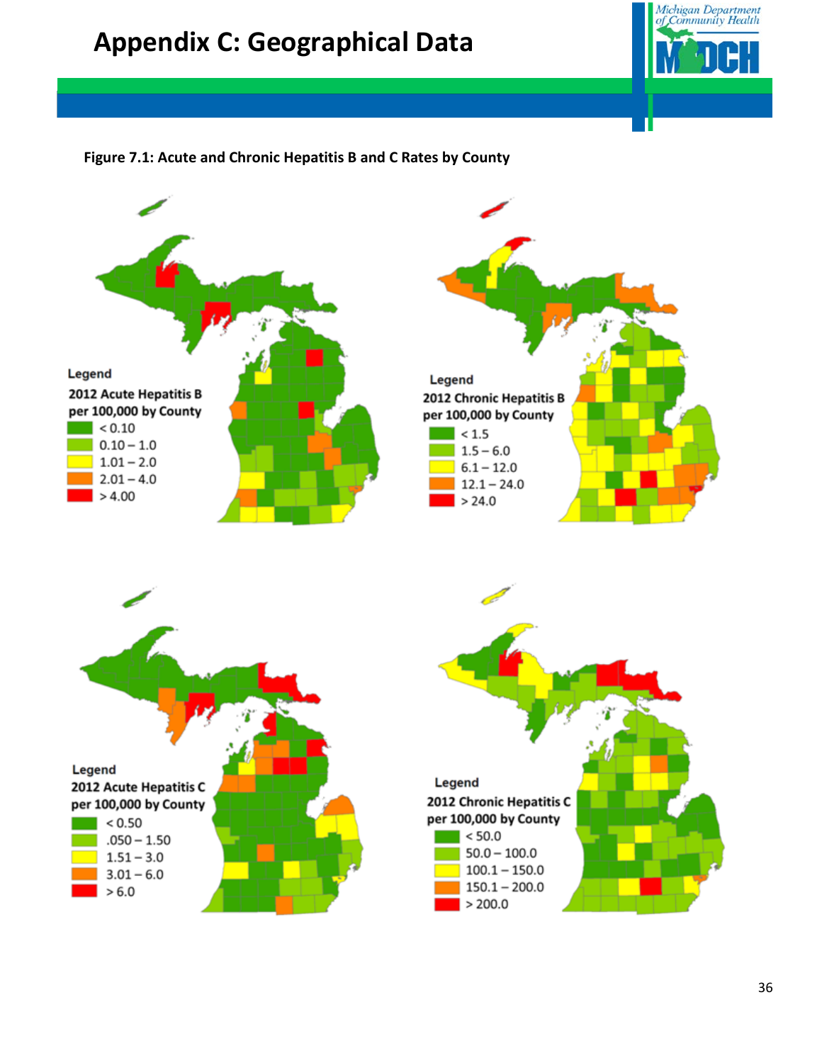# Appendix C: Geographical Data

**Figure 7.1: Acute and Chronic Hepatitis B and C Rates by County**

**Legend**
**2012 Acute Hepatitis B per 100,000 by County**
- < 0.10
- 0.10 – 1.0
- 1.01 – 2.0
- 2.01 – 4.0
- > 4.00

**Legend**
**2012 Chronic Hepatitis B per 100,000 by County**
- < 1.5
- 1.5 – 6.0
- 6.1 – 12.0
- 12.1 – 24.0
- > 24.0

**Legend**
**2012 Acute Hepatitis C per 100,000 by County**
- < 0.50
- .050 – 1.50
- 1.51 – 3.0
- 3.01 – 6.0
- > 6.0

**Legend**
**2012 Chronic Hepatitis C per 100,000 by County**
- < 50.0
- 50.0 – 100.0
- 100.1 – 150.0
- 150.1 – 200.0
- > 200.0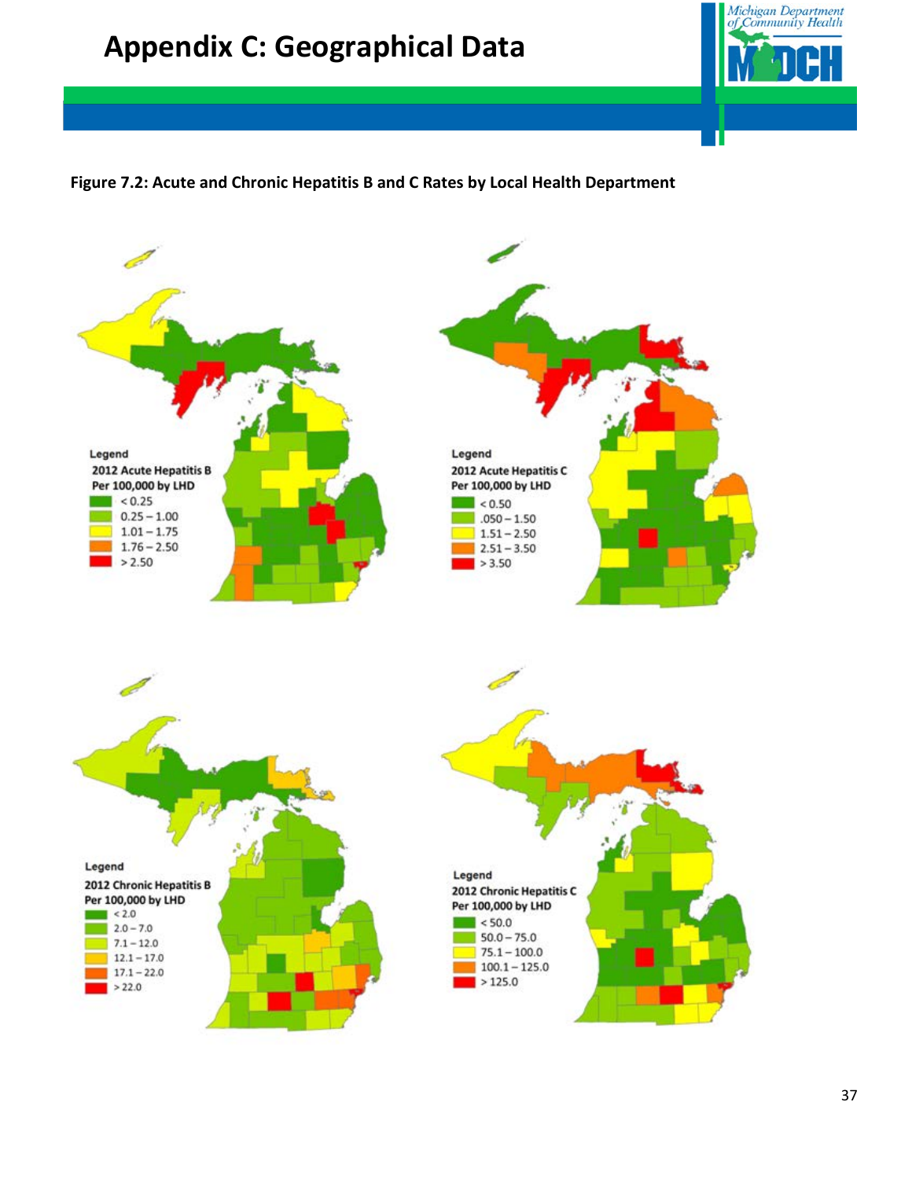# Appendix C: Geographical Data

**Figure 7.2: Acute and Chronic Hepatitis B and C Rates by Local Health Department**

Legend
2012 Acute Hepatitis B
Per 100,000 by LHD
- < 0.25
- 0.25 – 1.00
- 1.01 – 1.75
- 1.76 – 2.50
- > 2.50

Legend
2012 Acute Hepatitis C
Per 100,000 by LHD
- < 0.50
- .050 – 1.50
- 1.51 – 2.50
- 2.51 – 3.50
- > 3.50

Legend
2012 Chronic Hepatitis B
Per 100,000 by LHD
- < 2.0
- 2.0 – 7.0
- 7.1 – 12.0
- 12.1 – 17.0
- 17.1 – 22.0
- > 22.0

Legend
2012 Chronic Hepatitis C
Per 100,000 by LHD
- < 50.0
- 50.0 – 75.0
- 75.1 – 100.0
- 100.1 – 125.0
- > 125.0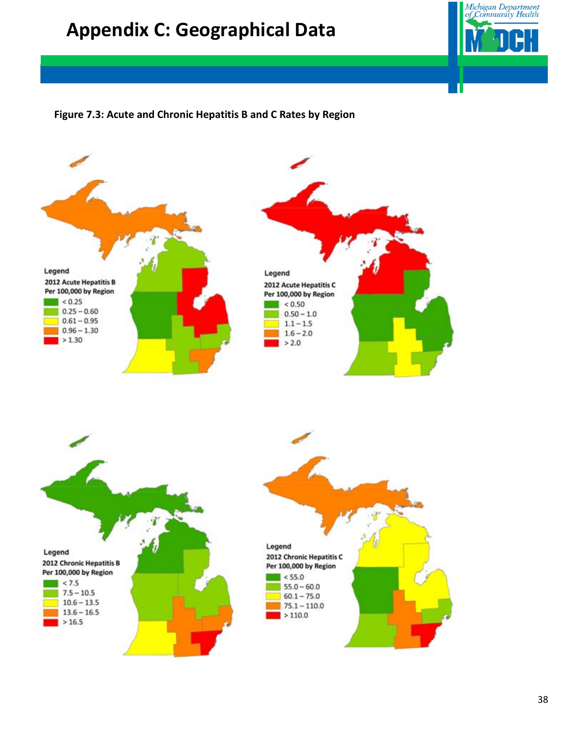# Appendix C: Geographical Data

**Figure 7.3: Acute and Chronic Hepatitis B and C Rates by Region**

Legend
2012 Acute Hepatitis B
Per 100,000 by Region
< 0.25
0.25 – 0.60
0.61 – 0.95
0.96 – 1.30
> 1.30

Legend
2012 Acute Hepatitis C
Per 100,000 by Region
< 0.50
0.50 – 1.0
1.1 – 1.5
1.6 – 2.0
> 2.0

Legend
2012 Chronic Hepatitis B
Per 100,000 by Region
< 7.5
7.5 – 10.5
10.6 – 13.5
13.6 – 16.5
> 16.5

Legend
2012 Chronic Hepatitis C
Per 100,000 by Region
< 55.0
55.0 – 60.0
60.1 – 75.0
75.1 – 110.0
> 110.0